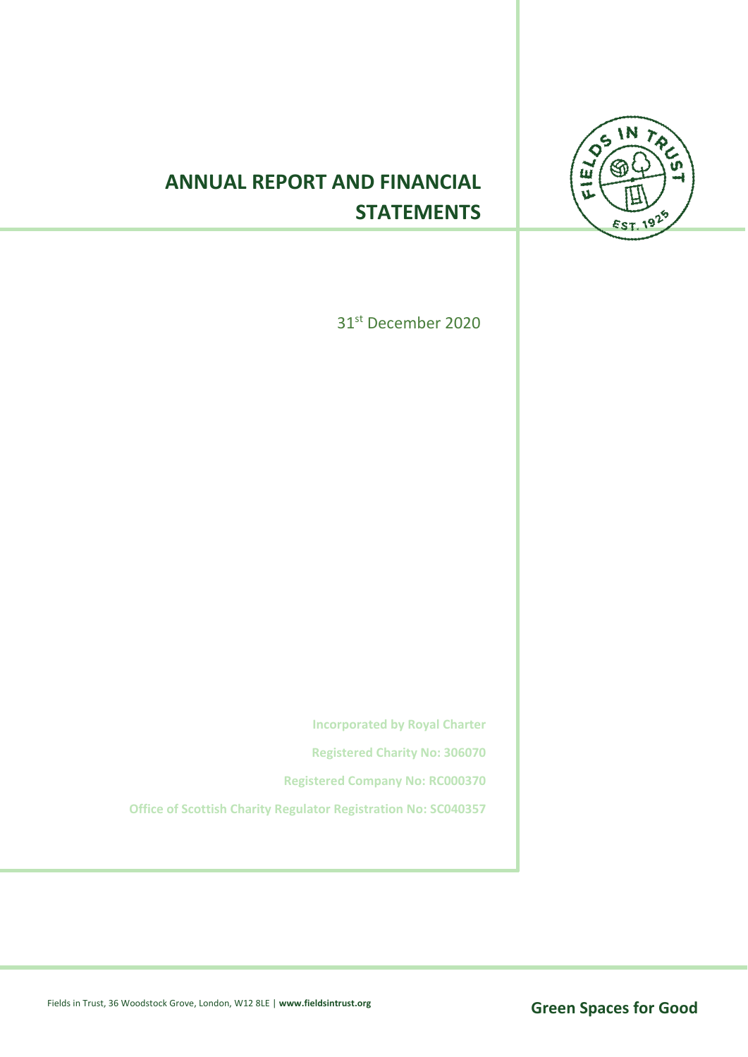# ANNUAL REPORT AND FINANCIAL STATEMENTS

31st December 2020

**Incorporated by Royal Charter**

**Registered Charity No: 306070**

**Registered Company No: RC000370**

**Office of Scottish Charity Regulator Registration No: SC040357**

Fields in Trust, 36 Woodstock Grove, London, W12 8LE | **www.fieldsintrust.org**

**Green Spaces for Good**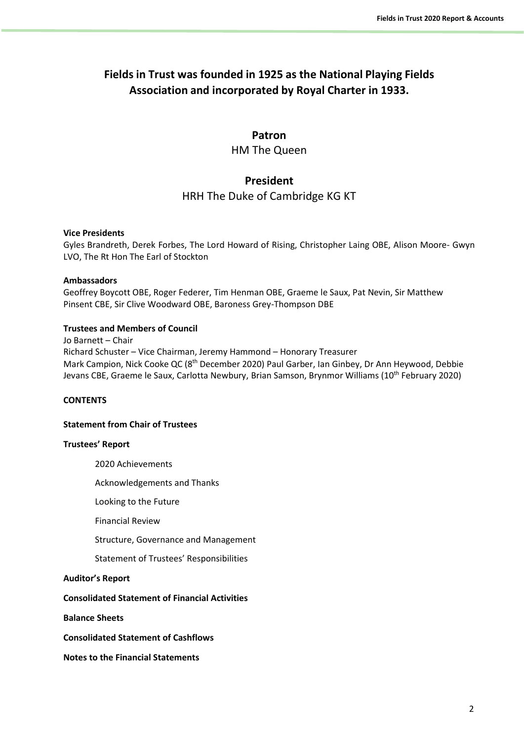# Fields in Trust was founded in 1925 as the National Playing Fields Association and incorporated by Royal Charter in 1933.

## Patron

HM The Queen

## President

HRH The Duke of Cambridge KG KT

**Vice Presidents**

Gyles Brandreth, Derek Forbes, The Lord Howard of Rising, Christopher Laing OBE, Alison Moore- Gwyn LVO, The Rt Hon The Earl of Stockton

**Ambassadors**

Geoffrey Boycott OBE, Roger Federer, Tim Henman OBE, Graeme le Saux, Pat Nevin, Sir Matthew Pinsent CBE, Sir Clive Woodward OBE, Baroness Grey-Thompson DBE

**Trustees and Members of Council**

Jo Barnett – Chair

Richard Schuster – Vice Chairman, Jeremy Hammond – Honorary Treasurer

Mark Campion, Nick Cooke QC (8th December 2020) Paul Garber, Ian Ginbey, Dr Ann Heywood, Debbie Jevans CBE, Graeme le Saux, Carlotta Newbury, Brian Samson, Brynmor Williams (10th February 2020)

**CONTENTS**

**Statement from Chair of Trustees**

**Trustees' Report**

- 2020 Achievements
- Acknowledgements and Thanks
- Looking to the Future
- Financial Review
- Structure, Governance and Management
- Statement of Trustees' Responsibilities

**Auditor's Report**

**Consolidated Statement of Financial Activities**

**Balance Sheets**

**Consolidated Statement of Cashflows**

**Notes to the Financial Statements**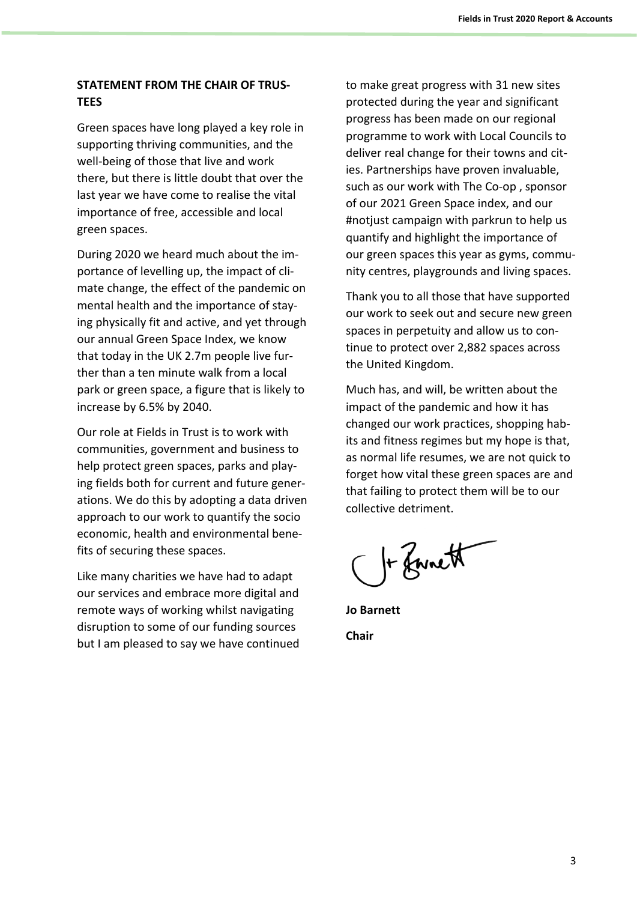## STATEMENT FROM THE CHAIR OF TRUSTEES

Green spaces have long played a key role in supporting thriving communities, and the well-being of those that live and work there, but there is little doubt that over the last year we have come to realise the vital importance of free, accessible and local green spaces.

During 2020 we heard much about the importance of levelling up, the impact of climate change, the effect of the pandemic on mental health and the importance of staying physically fit and active, and yet through our annual Green Space Index, we know that today in the UK 2.7m people live further than a ten minute walk from a local park or green space, a figure that is likely to increase by 6.5% by 2040.

Our role at Fields in Trust is to work with communities, government and business to help protect green spaces, parks and playing fields both for current and future generations. We do this by adopting a data driven approach to our work to quantify the socio economic, health and environmental benefits of securing these spaces.

Like many charities we have had to adapt our services and embrace more digital and remote ways of working whilst navigating disruption to some of our funding sources but I am pleased to say we have continued to make great progress with 31 new sites protected during the year and significant progress has been made on our regional programme to work with Local Councils to deliver real change for their towns and cities. Partnerships have proven invaluable, such as our work with The Co-op , sponsor of our 2021 Green Space index, and our #notjust campaign with parkrun to help us quantify and highlight the importance of our green spaces this year as gyms, community centres, playgrounds and living spaces.

Thank you to all those that have supported our work to seek out and secure new green spaces in perpetuity and allow us to continue to protect over 2,882 spaces across the United Kingdom.

Much has, and will, be written about the impact of the pandemic and how it has changed our work practices, shopping habits and fitness regimes but my hope is that, as normal life resumes, we are not quick to forget how vital these green spaces are and that failing to protect them will be to our collective detriment.

**Jo Barnett**

**Chair**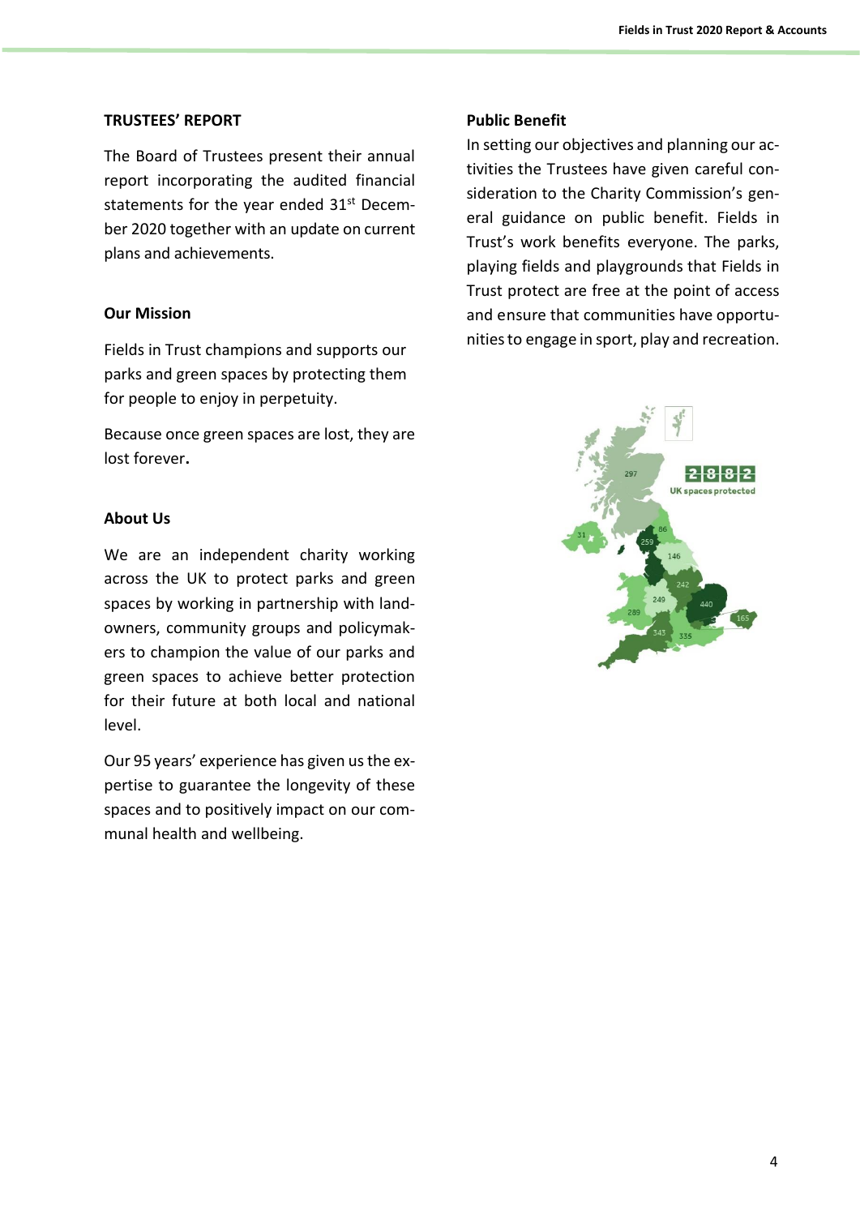## TRUSTEES' REPORT

The Board of Trustees present their annual report incorporating the audited financial statements for the year ended 31st December 2020 together with an update on current plans and achievements.

### Our Mission

Fields in Trust champions and supports our parks and green spaces by protecting them for people to enjoy in perpetuity.

Because once green spaces are lost, they are lost forever**.**

### About Us

We are an independent charity working across the UK to protect parks and green spaces by working in partnership with landowners, community groups and policymakers to champion the value of our parks and green spaces to achieve better protection for their future at both local and national level.

Our 95 years' experience has given us the expertise to guarantee the longevity of these spaces and to positively impact on our communal health and wellbeing.

### Public Benefit

In setting our objectives and planning our activities the Trustees have given careful consideration to the Charity Commission's general guidance on public benefit. Fields in Trust's work benefits everyone. The parks, playing fields and playgrounds that Fields in Trust protect are free at the point of access and ensure that communities have opportunities to engage in sport, play and recreation.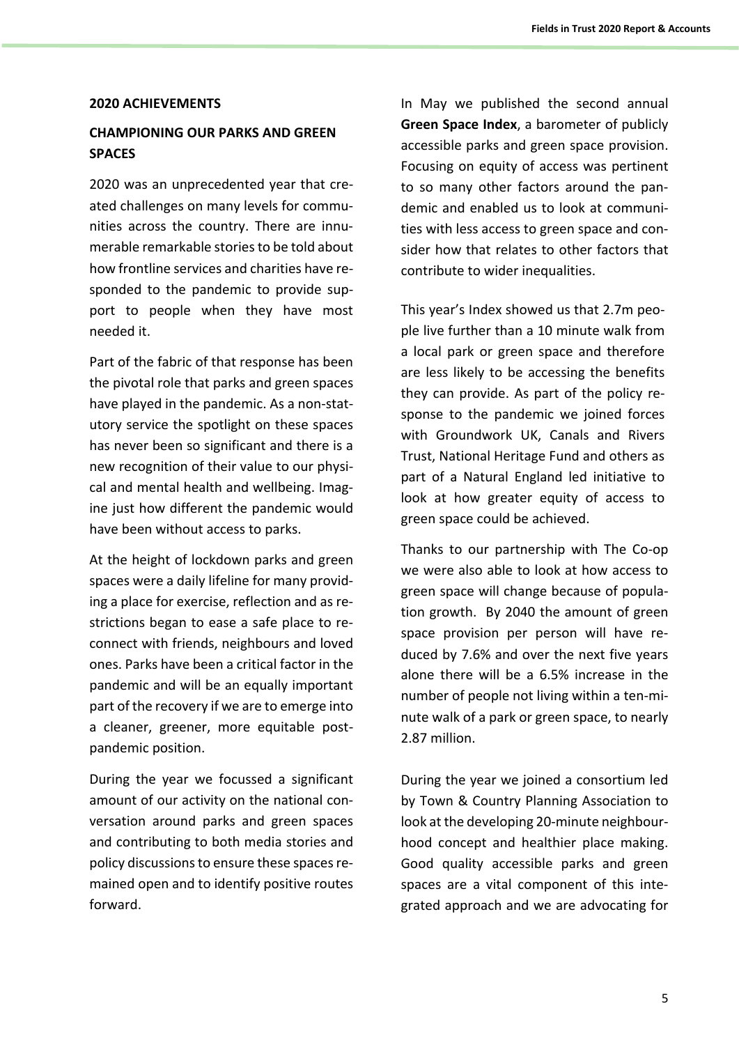## 2020 ACHIEVEMENTS

### CHAMPIONING OUR PARKS AND GREEN SPACES

2020 was an unprecedented year that created challenges on many levels for communities across the country. There are innumerable remarkable stories to be told about how frontline services and charities have responded to the pandemic to provide support to people when they have most needed it.

Part of the fabric of that response has been the pivotal role that parks and green spaces have played in the pandemic. As a non-statutory service the spotlight on these spaces has never been so significant and there is a new recognition of their value to our physical and mental health and wellbeing. Imagine just how different the pandemic would have been without access to parks.

At the height of lockdown parks and green spaces were a daily lifeline for many providing a place for exercise, reflection and as restrictions began to ease a safe place to reconnect with friends, neighbours and loved ones. Parks have been a critical factor in the pandemic and will be an equally important part of the recovery if we are to emerge into a cleaner, greener, more equitable post-pandemic position.

During the year we focussed a significant amount of our activity on the national conversation around parks and green spaces and contributing to both media stories and policy discussions to ensure these spaces remained open and to identify positive routes forward.

In May we published the second annual **Green Space Index**, a barometer of publicly accessible parks and green space provision. Focusing on equity of access was pertinent to so many other factors around the pandemic and enabled us to look at communities with less access to green space and consider how that relates to other factors that contribute to wider inequalities.

This year's Index showed us that 2.7m people live further than a 10 minute walk from a local park or green space and therefore are less likely to be accessing the benefits they can provide. As part of the policy response to the pandemic we joined forces with Groundwork UK, Canals and Rivers Trust, National Heritage Fund and others as part of a Natural England led initiative to look at how greater equity of access to green space could be achieved.

Thanks to our partnership with The Co-op we were also able to look at how access to green space will change because of population growth. By 2040 the amount of green space provision per person will have reduced by 7.6% and over the next five years alone there will be a 6.5% increase in the number of people not living within a ten-minute walk of a park or green space, to nearly 2.87 million.

During the year we joined a consortium led by Town & Country Planning Association to look at the developing 20-minute neighbourhood concept and healthier place making. Good quality accessible parks and green spaces are a vital component of this integrated approach and we are advocating for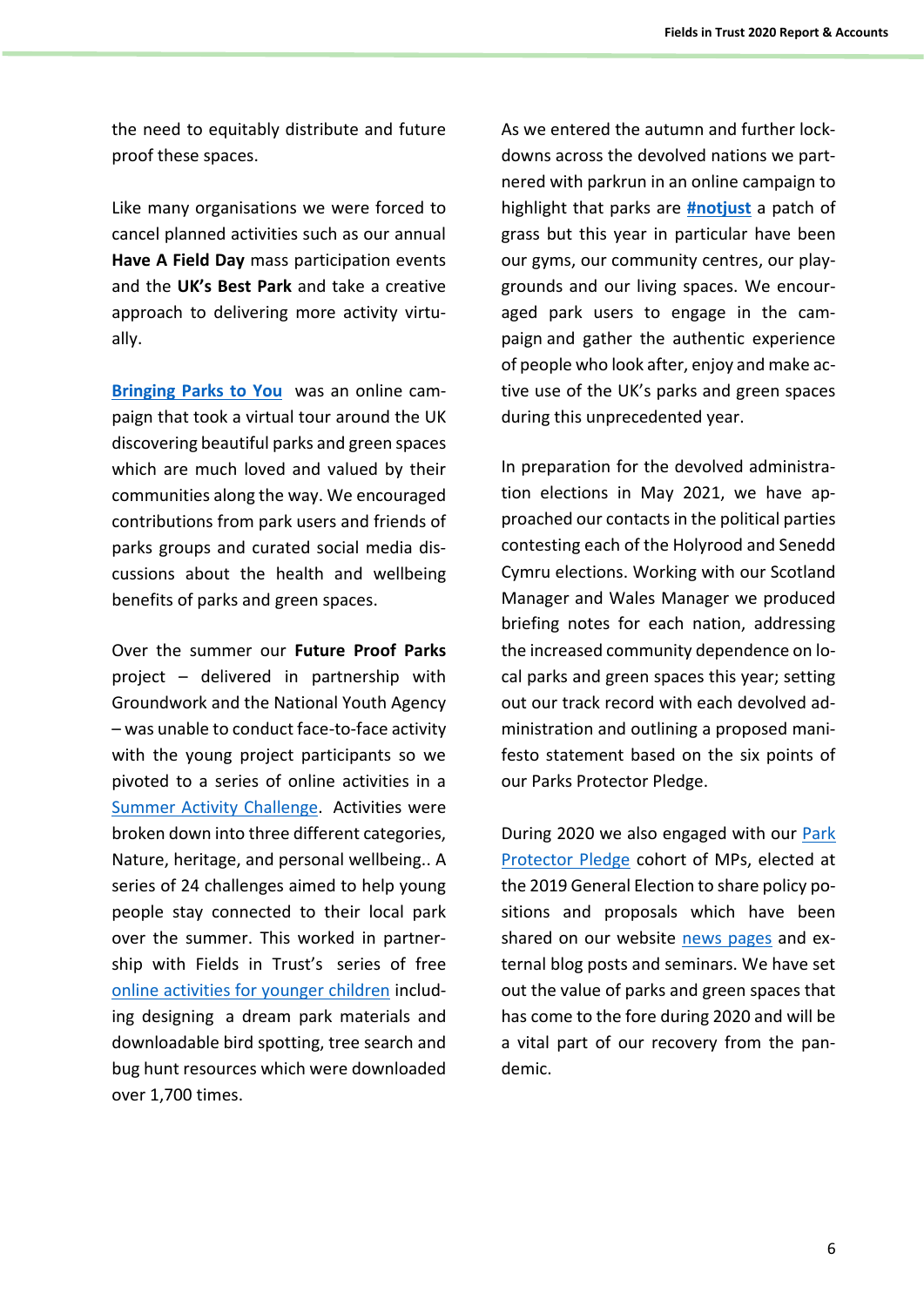the need to equitably distribute and future proof these spaces.

Like many organisations we were forced to cancel planned activities such as our annual **Have A Field Day** mass participation events and the **UK's Best Park** and take a creative approach to delivering more activity virtually.

**Bringing Parks to You** was an online campaign that took a virtual tour around the UK discovering beautiful parks and green spaces which are much loved and valued by their communities along the way. We encouraged contributions from park users and friends of parks groups and curated social media discussions about the health and wellbeing benefits of parks and green spaces.

Over the summer our **Future Proof Parks** project – delivered in partnership with Groundwork and the National Youth Agency – was unable to conduct face-to-face activity with the young project participants so we pivoted to a series of online activities in a Summer Activity Challenge. Activities were broken down into three different categories, Nature, heritage, and personal wellbeing.. A series of 24 challenges aimed to help young people stay connected to their local park over the summer. This worked in partnership with Fields in Trust's series of free online activities for younger children including designing a dream park materials and downloadable bird spotting, tree search and bug hunt resources which were downloaded over 1,700 times.

As we entered the autumn and further lockdowns across the devolved nations we partnered with parkrun in an online campaign to highlight that parks are **#notjust** a patch of grass but this year in particular have been our gyms, our community centres, our playgrounds and our living spaces. We encouraged park users to engage in the campaign and gather the authentic experience of people who look after, enjoy and make active use of the UK's parks and green spaces during this unprecedented year.

In preparation for the devolved administration elections in May 2021, we have approached our contacts in the political parties contesting each of the Holyrood and Senedd Cymru elections. Working with our Scotland Manager and Wales Manager we produced briefing notes for each nation, addressing the increased community dependence on local parks and green spaces this year; setting out our track record with each devolved administration and outlining a proposed manifesto statement based on the six points of our Parks Protector Pledge.

During 2020 we also engaged with our Park Protector Pledge cohort of MPs, elected at the 2019 General Election to share policy positions and proposals which have been shared on our website news pages and external blog posts and seminars. We have set out the value of parks and green spaces that has come to the fore during 2020 and will be a vital part of our recovery from the pandemic.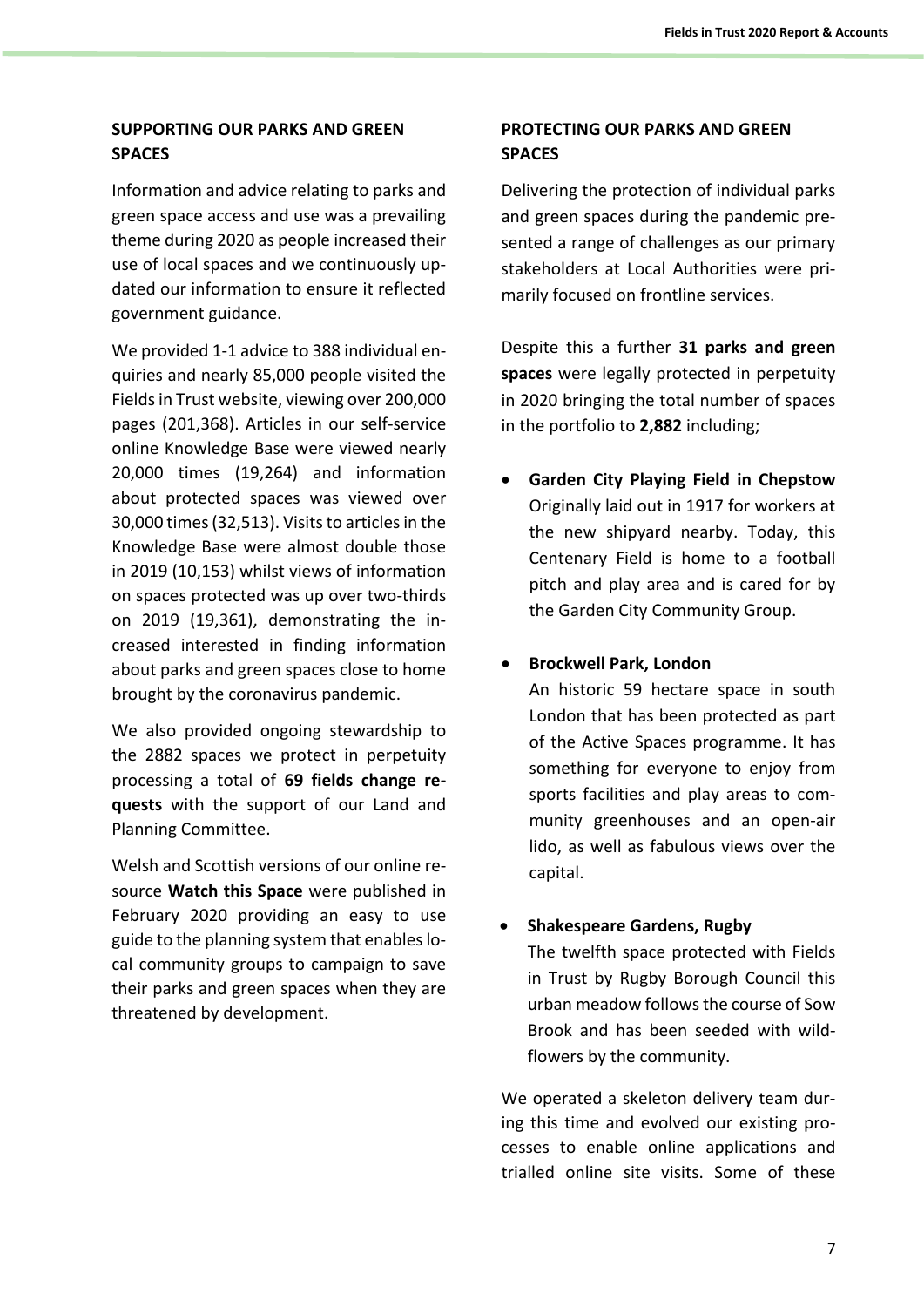## SUPPORTING OUR PARKS AND GREEN SPACES

Information and advice relating to parks and green space access and use was a prevailing theme during 2020 as people increased their use of local spaces and we continuously updated our information to ensure it reflected government guidance.

We provided 1-1 advice to 388 individual enquiries and nearly 85,000 people visited the Fields in Trust website, viewing over 200,000 pages (201,368). Articles in our self-service online Knowledge Base were viewed nearly 20,000 times (19,264) and information about protected spaces was viewed over 30,000 times (32,513). Visits to articles in the Knowledge Base were almost double those in 2019 (10,153) whilst views of information on spaces protected was up over two-thirds on 2019 (19,361), demonstrating the increased interested in finding information about parks and green spaces close to home brought by the coronavirus pandemic.

We also provided ongoing stewardship to the 2882 spaces we protect in perpetuity processing a total of **69 fields change requests** with the support of our Land and Planning Committee.

Welsh and Scottish versions of our online resource **Watch this Space** were published in February 2020 providing an easy to use guide to the planning system that enables local community groups to campaign to save their parks and green spaces when they are threatened by development.

## PROTECTING OUR PARKS AND GREEN SPACES

Delivering the protection of individual parks and green spaces during the pandemic presented a range of challenges as our primary stakeholders at Local Authorities were primarily focused on frontline services.

Despite this a further **31 parks and green spaces** were legally protected in perpetuity in 2020 bringing the total number of spaces in the portfolio to **2,882** including;

- **Garden City Playing Field in Chepstow** Originally laid out in 1917 for workers at the new shipyard nearby. Today, this Centenary Field is home to a football pitch and play area and is cared for by the Garden City Community Group.
- **Brockwell Park, London** An historic 59 hectare space in south London that has been protected as part of the Active Spaces programme. It has something for everyone to enjoy from sports facilities and play areas to community greenhouses and an open-air lido, as well as fabulous views over the capital.
- **Shakespeare Gardens, Rugby** The twelfth space protected with Fields in Trust by Rugby Borough Council this urban meadow follows the course of Sow Brook and has been seeded with wildflowers by the community.

We operated a skeleton delivery team during this time and evolved our existing processes to enable online applications and trialled online site visits. Some of these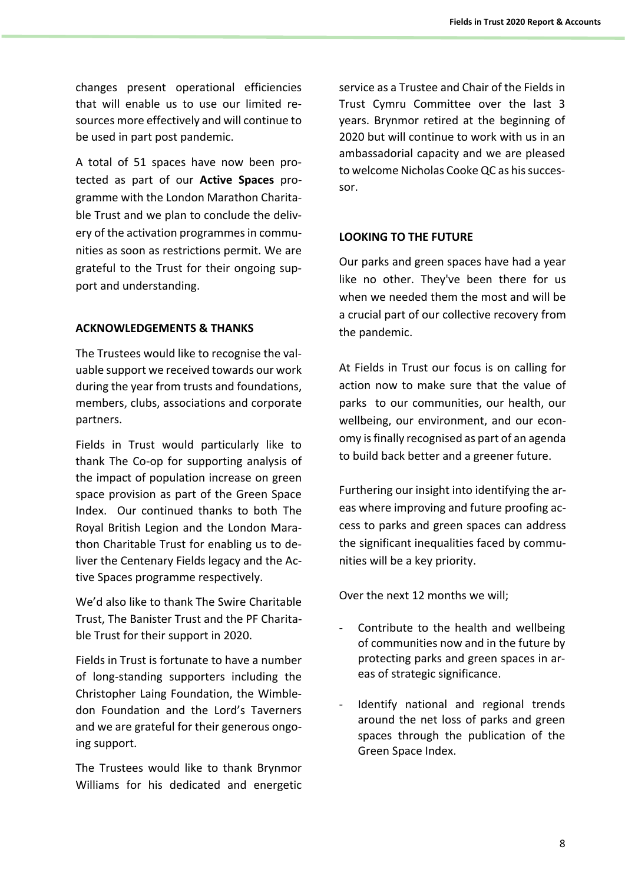changes present operational efficiencies that will enable us to use our limited resources more effectively and will continue to be used in part post pandemic.

A total of 51 spaces have now been protected as part of our **Active Spaces** programme with the London Marathon Charitable Trust and we plan to conclude the delivery of the activation programmes in communities as soon as restrictions permit. We are grateful to the Trust for their ongoing support and understanding.

**ACKNOWLEDGEMENTS & THANKS**

The Trustees would like to recognise the valuable support we received towards our work during the year from trusts and foundations, members, clubs, associations and corporate partners.

Fields in Trust would particularly like to thank The Co-op for supporting analysis of the impact of population increase on green space provision as part of the Green Space Index. Our continued thanks to both The Royal British Legion and the London Marathon Charitable Trust for enabling us to deliver the Centenary Fields legacy and the Active Spaces programme respectively.

We'd also like to thank The Swire Charitable Trust, The Banister Trust and the PF Charitable Trust for their support in 2020.

Fields in Trust is fortunate to have a number of long-standing supporters including the Christopher Laing Foundation, the Wimbledon Foundation and the Lord's Taverners and we are grateful for their generous ongoing support.

The Trustees would like to thank Brynmor Williams for his dedicated and energetic service as a Trustee and Chair of the Fields in Trust Cymru Committee over the last 3 years. Brynmor retired at the beginning of 2020 but will continue to work with us in an ambassadorial capacity and we are pleased to welcome Nicholas Cooke QC as his successor.

**LOOKING TO THE FUTURE**

Our parks and green spaces have had a year like no other. They've been there for us when we needed them the most and will be a crucial part of our collective recovery from the pandemic.

At Fields in Trust our focus is on calling for action now to make sure that the value of parks to our communities, our health, our wellbeing, our environment, and our economy is finally recognised as part of an agenda to build back better and a greener future.

Furthering our insight into identifying the areas where improving and future proofing access to parks and green spaces can address the significant inequalities faced by communities will be a key priority.

Over the next 12 months we will;

- Contribute to the health and wellbeing of communities now and in the future by protecting parks and green spaces in areas of strategic significance.
- Identify national and regional trends around the net loss of parks and green spaces through the publication of the Green Space Index.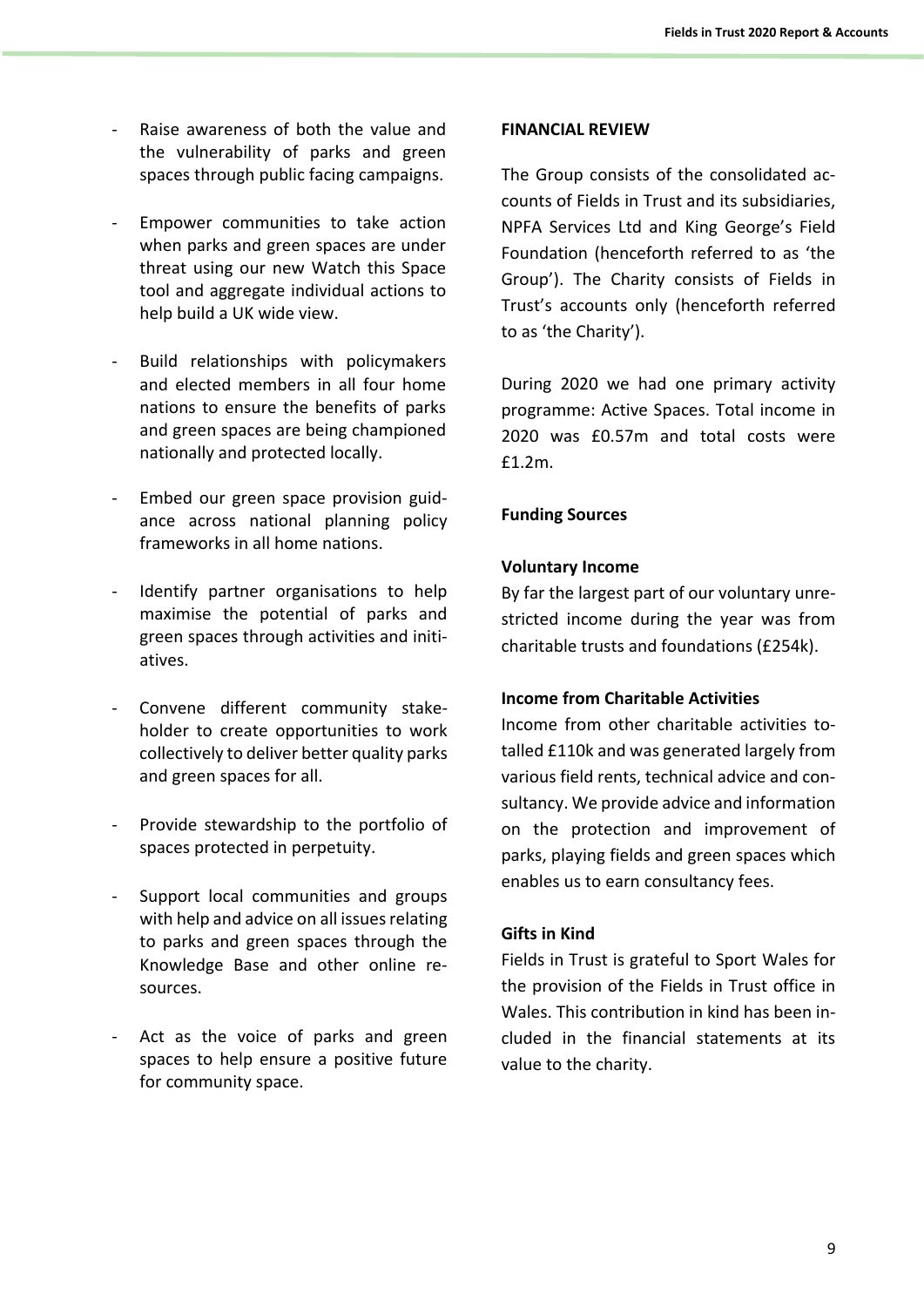- Raise awareness of both the value and the vulnerability of parks and green spaces through public facing campaigns.
- Empower communities to take action when parks and green spaces are under threat using our new Watch this Space tool and aggregate individual actions to help build a UK wide view.
- Build relationships with policymakers and elected members in all four home nations to ensure the benefits of parks and green spaces are being championed nationally and protected locally.
- Embed our green space provision guidance across national planning policy frameworks in all home nations.
- Identify partner organisations to help maximise the potential of parks and green spaces through activities and initiatives.
- Convene different community stakeholder to create opportunities to work collectively to deliver better quality parks and green spaces for all.
- Provide stewardship to the portfolio of spaces protected in perpetuity.
- Support local communities and groups with help and advice on all issues relating to parks and green spaces through the Knowledge Base and other online resources.
- Act as the voice of parks and green spaces to help ensure a positive future for community space.

**FINANCIAL REVIEW**

The Group consists of the consolidated accounts of Fields in Trust and its subsidiaries, NPFA Services Ltd and King George's Field Foundation (henceforth referred to as 'the Group'). The Charity consists of Fields in Trust's accounts only (henceforth referred to as 'the Charity').

During 2020 we had one primary activity programme: Active Spaces. Total income in 2020 was £0.57m and total costs were £1.2m.

**Funding Sources**

**Voluntary Income**

By far the largest part of our voluntary unrestricted income during the year was from charitable trusts and foundations (£254k).

**Income from Charitable Activities**

Income from other charitable activities totalled £110k and was generated largely from various field rents, technical advice and consultancy. We provide advice and information on the protection and improvement of parks, playing fields and green spaces which enables us to earn consultancy fees.

**Gifts in Kind**

Fields in Trust is grateful to Sport Wales for the provision of the Fields in Trust office in Wales. This contribution in kind has been included in the financial statements at its value to the charity.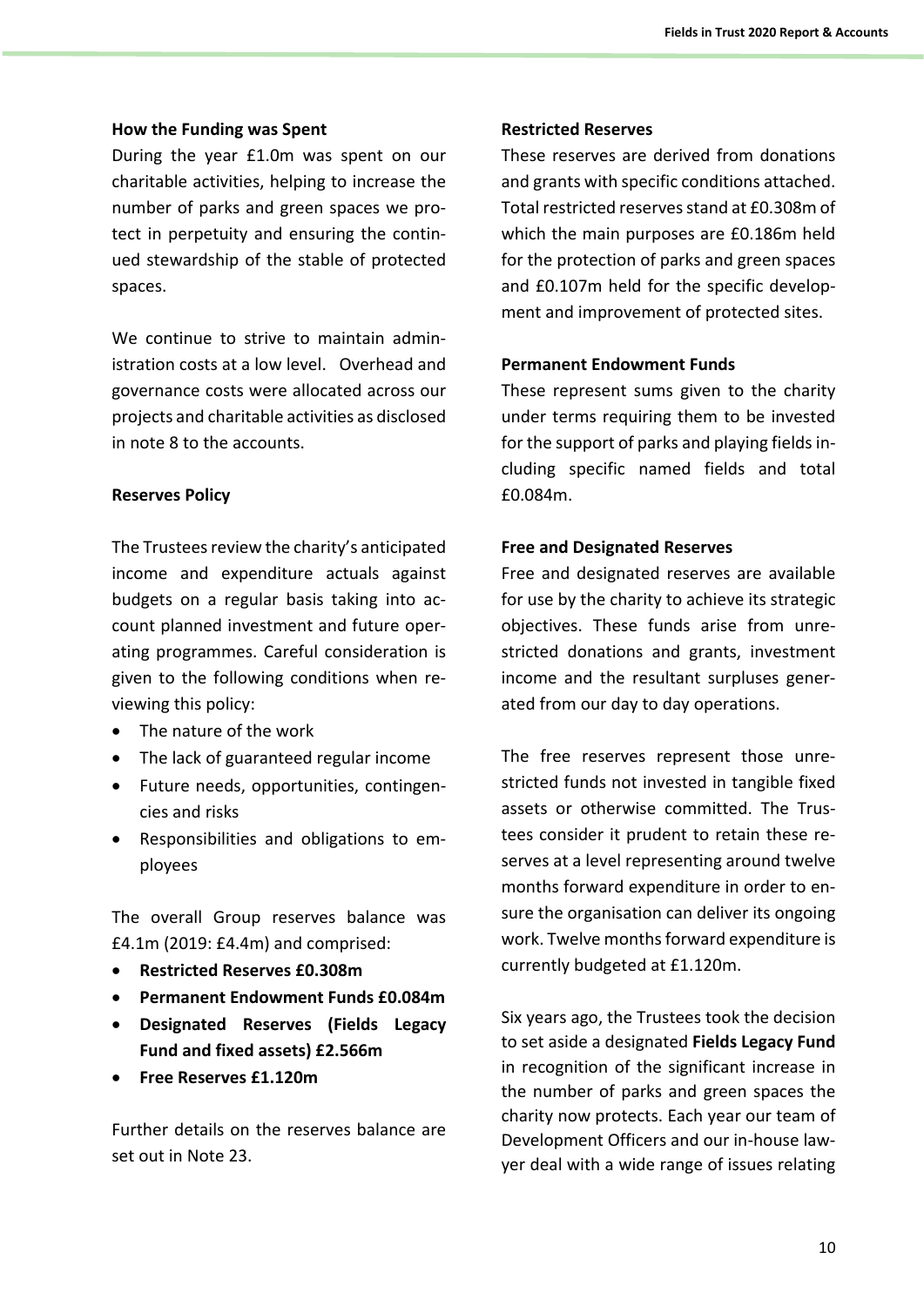**How the Funding was Spent**

During the year £1.0m was spent on our charitable activities, helping to increase the number of parks and green spaces we protect in perpetuity and ensuring the continued stewardship of the stable of protected spaces.

We continue to strive to maintain administration costs at a low level. Overhead and governance costs were allocated across our projects and charitable activities as disclosed in note 8 to the accounts.

**Reserves Policy**

The Trustees review the charity's anticipated income and expenditure actuals against budgets on a regular basis taking into account planned investment and future operating programmes. Careful consideration is given to the following conditions when reviewing this policy:

- The nature of the work
- The lack of guaranteed regular income
- Future needs, opportunities, contingencies and risks
- Responsibilities and obligations to employees

The overall Group reserves balance was £4.1m (2019: £4.4m) and comprised:

- **Restricted Reserves £0.308m**
- **Permanent Endowment Funds £0.084m**
- **Designated Reserves (Fields Legacy Fund and fixed assets) £2.566m**
- **Free Reserves £1.120m**

Further details on the reserves balance are set out in Note 23.

**Restricted Reserves**

These reserves are derived from donations and grants with specific conditions attached. Total restricted reserves stand at £0.308m of which the main purposes are £0.186m held for the protection of parks and green spaces and £0.107m held for the specific development and improvement of protected sites.

**Permanent Endowment Funds**

These represent sums given to the charity under terms requiring them to be invested for the support of parks and playing fields including specific named fields and total £0.084m.

**Free and Designated Reserves**

Free and designated reserves are available for use by the charity to achieve its strategic objectives. These funds arise from unrestricted donations and grants, investment income and the resultant surpluses generated from our day to day operations.

The free reserves represent those unrestricted funds not invested in tangible fixed assets or otherwise committed. The Trustees consider it prudent to retain these reserves at a level representing around twelve months forward expenditure in order to ensure the organisation can deliver its ongoing work. Twelve months forward expenditure is currently budgeted at £1.120m.

Six years ago, the Trustees took the decision to set aside a designated **Fields Legacy Fund** in recognition of the significant increase in the number of parks and green spaces the charity now protects. Each year our team of Development Officers and our in-house lawyer deal with a wide range of issues relating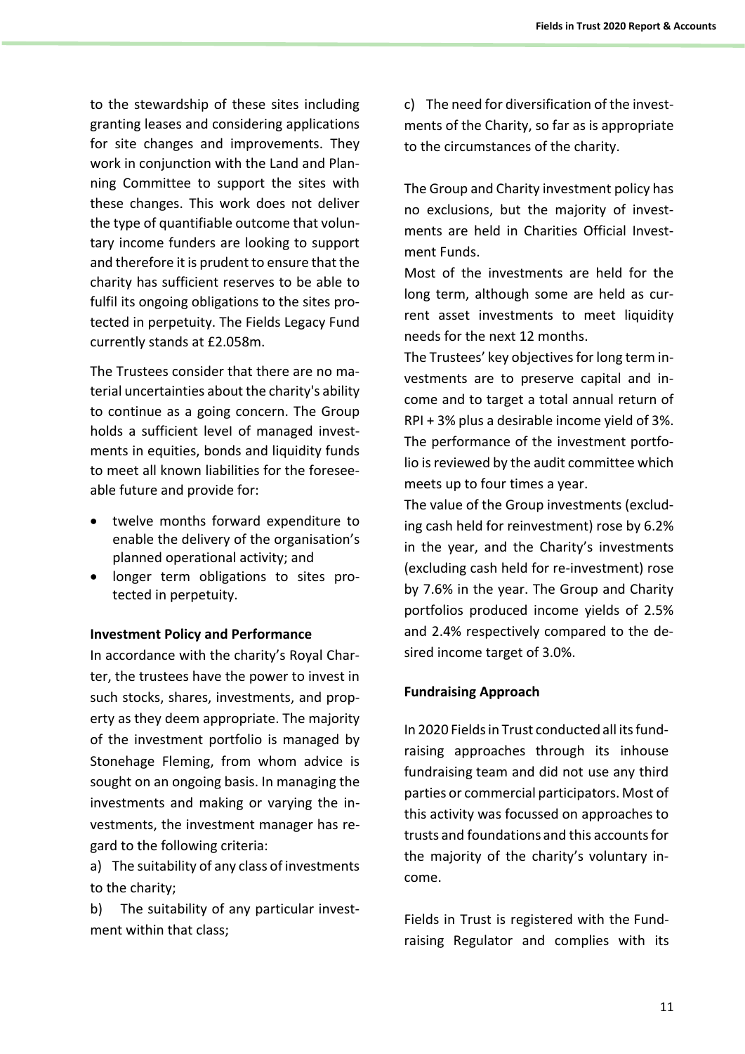to the stewardship of these sites including granting leases and considering applications for site changes and improvements. They work in conjunction with the Land and Planning Committee to support the sites with these changes. This work does not deliver the type of quantifiable outcome that voluntary income funders are looking to support and therefore it is prudent to ensure that the charity has sufficient reserves to be able to fulfil its ongoing obligations to the sites protected in perpetuity. The Fields Legacy Fund currently stands at £2.058m.

The Trustees consider that there are no material uncertainties about the charity's ability to continue as a going concern. The Group holds a sufficient level of managed investments in equities, bonds and liquidity funds to meet all known liabilities for the foreseeable future and provide for:

- twelve months forward expenditure to enable the delivery of the organisation's planned operational activity; and
- longer term obligations to sites protected in perpetuity.

**Investment Policy and Performance**

In accordance with the charity's Royal Charter, the trustees have the power to invest in such stocks, shares, investments, and property as they deem appropriate. The majority of the investment portfolio is managed by Stonehage Fleming, from whom advice is sought on an ongoing basis. In managing the investments and making or varying the investments, the investment manager has regard to the following criteria:

a) The suitability of any class of investments to the charity;

b) The suitability of any particular investment within that class;

c) The need for diversification of the investments of the Charity, so far as is appropriate to the circumstances of the charity.

The Group and Charity investment policy has no exclusions, but the majority of investments are held in Charities Official Investment Funds.

Most of the investments are held for the long term, although some are held as current asset investments to meet liquidity needs for the next 12 months.

The Trustees' key objectives for long term investments are to preserve capital and income and to target a total annual return of RPI + 3% plus a desirable income yield of 3%. The performance of the investment portfolio is reviewed by the audit committee which meets up to four times a year.

The value of the Group investments (excluding cash held for reinvestment) rose by 6.2% in the year, and the Charity's investments (excluding cash held for re-investment) rose by 7.6% in the year. The Group and Charity portfolios produced income yields of 2.5% and 2.4% respectively compared to the desired income target of 3.0%.

**Fundraising Approach**

In 2020 Fields in Trust conducted all its fundraising approaches through its inhouse fundraising team and did not use any third parties or commercial participators. Most of this activity was focussed on approaches to trusts and foundations and this accounts for the majority of the charity's voluntary income.

Fields in Trust is registered with the Fundraising Regulator and complies with its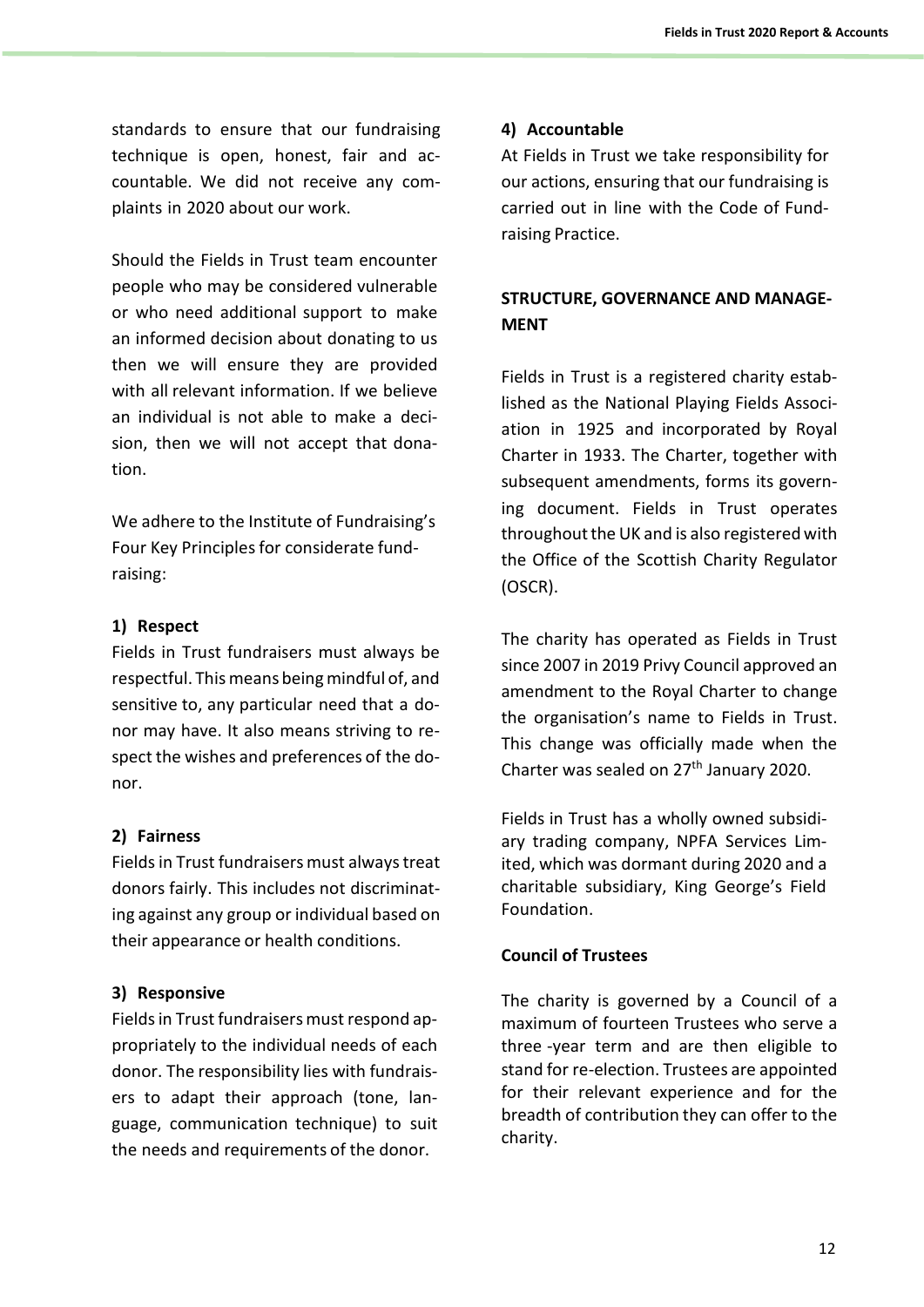standards to ensure that our fundraising technique is open, honest, fair and accountable. We did not receive any complaints in 2020 about our work.

Should the Fields in Trust team encounter people who may be considered vulnerable or who need additional support to make an informed decision about donating to us then we will ensure they are provided with all relevant information. If we believe an individual is not able to make a decision, then we will not accept that donation.

We adhere to the Institute of Fundraising's Four Key Principles for considerate fundraising:

**1) Respect**

Fields in Trust fundraisers must always be respectful. This means being mindful of, and sensitive to, any particular need that a donor may have. It also means striving to respect the wishes and preferences of the donor.

**2) Fairness**

Fields in Trust fundraisers must always treat donors fairly. This includes not discriminating against any group or individual based on their appearance or health conditions.

**3) Responsive**

Fields in Trust fundraisers must respond appropriately to the individual needs of each donor. The responsibility lies with fundraisers to adapt their approach (tone, language, communication technique) to suit the needs and requirements of the donor.

**4) Accountable**

At Fields in Trust we take responsibility for our actions, ensuring that our fundraising is carried out in line with the Code of Fundraising Practice.

## STRUCTURE, GOVERNANCE AND MANAGEMENT

Fields in Trust is a registered charity established as the National Playing Fields Association in 1925 and incorporated by Royal Charter in 1933. The Charter, together with subsequent amendments, forms its governing document. Fields in Trust operates throughout the UK and is also registered with the Office of the Scottish Charity Regulator (OSCR).

The charity has operated as Fields in Trust since 2007 in 2019 Privy Council approved an amendment to the Royal Charter to change the organisation's name to Fields in Trust. This change was officially made when the Charter was sealed on 27th January 2020.

Fields in Trust has a wholly owned subsidiary trading company, NPFA Services Limited, which was dormant during 2020 and a charitable subsidiary, King George's Field Foundation.

### Council of Trustees

The charity is governed by a Council of a maximum of fourteen Trustees who serve a three -year term and are then eligible to stand for re-election. Trustees are appointed for their relevant experience and for the breadth of contribution they can offer to the charity.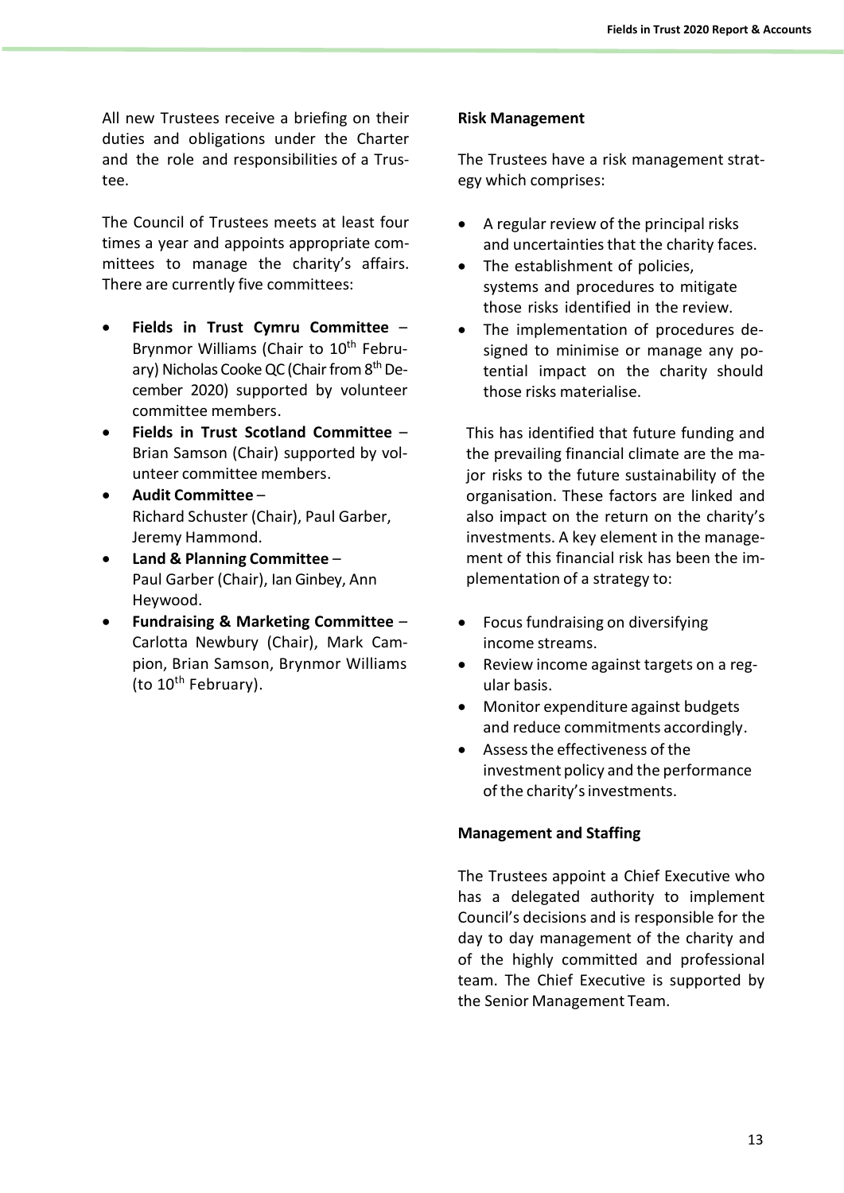All new Trustees receive a briefing on their duties and obligations under the Charter and the role and responsibilities of a Trustee.

The Council of Trustees meets at least four times a year and appoints appropriate committees to manage the charity's affairs. There are currently five committees:

- **Fields in Trust Cymru Committee** – Brynmor Williams (Chair to 10th February) Nicholas Cooke QC (Chair from 8th December 2020) supported by volunteer committee members.
- **Fields in Trust Scotland Committee** – Brian Samson (Chair) supported by volunteer committee members.
- **Audit Committee** – Richard Schuster (Chair), Paul Garber, Jeremy Hammond.
- **Land & Planning Committee** – Paul Garber (Chair), Ian Ginbey, Ann Heywood.
- **Fundraising & Marketing Committee** – Carlotta Newbury (Chair), Mark Campion, Brian Samson, Brynmor Williams (to 10th February).

**Risk Management**

The Trustees have a risk management strategy which comprises:

- A regular review of the principal risks and uncertainties that the charity faces.
- The establishment of policies, systems and procedures to mitigate those risks identified in the review.
- The implementation of procedures designed to minimise or manage any potential impact on the charity should those risks materialise.

This has identified that future funding and the prevailing financial climate are the major risks to the future sustainability of the organisation. These factors are linked and also impact on the return on the charity's investments. A key element in the management of this financial risk has been the implementation of a strategy to:

- Focus fundraising on diversifying income streams.
- Review income against targets on a regular basis.
- Monitor expenditure against budgets and reduce commitments accordingly.
- Assess the effectiveness of the investment policy and the performance of the charity's investments.

**Management and Staffing**

The Trustees appoint a Chief Executive who has a delegated authority to implement Council's decisions and is responsible for the day to day management of the charity and of the highly committed and professional team. The Chief Executive is supported by the Senior Management Team.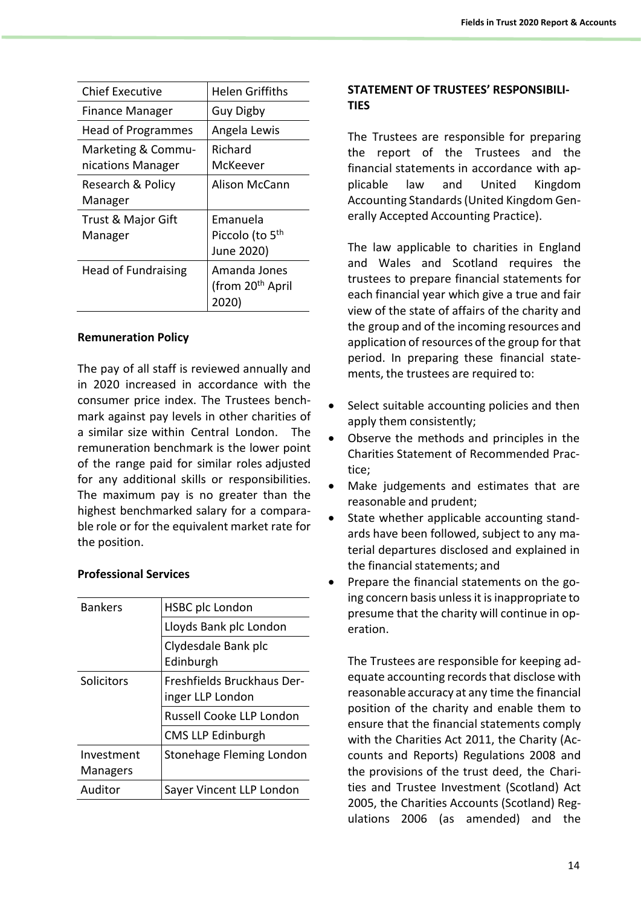| Chief Executive | Helen Griffiths |
|---|---|
| Finance Manager | Guy Digby |
| Head of Programmes | Angela Lewis |
| Marketing & Communications Manager | Richard McKeever |
| Research & Policy Manager | Alison McCann |
| Trust & Major Gift Manager | Emanuela Piccolo (to 5th June 2020) |
| Head of Fundraising | Amanda Jones (from 20th April 2020) |

**Remuneration Policy**

The pay of all staff is reviewed annually and in 2020 increased in accordance with the consumer price index. The Trustees benchmark against pay levels in other charities of a similar size within Central London. The remuneration benchmark is the lower point of the range paid for similar roles adjusted for any additional skills or responsibilities. The maximum pay is no greater than the highest benchmarked salary for a comparable role or for the equivalent market rate for the position.

**Professional Services**

| Bankers | HSBC plc London |
|---|---|
| | Lloyds Bank plc London |
| | Clydesdale Bank plc Edinburgh |
| Solicitors | Freshfields Bruckhaus Deringer LLP London |
| | Russell Cooke LLP London |
| | CMS LLP Edinburgh |
| Investment Managers | Stonehage Fleming London |
| Auditor | Sayer Vincent LLP London |

**STATEMENT OF TRUSTEES' RESPONSIBILITIES**

The Trustees are responsible for preparing the report of the Trustees and the financial statements in accordance with applicable law and United Kingdom Accounting Standards (United Kingdom Generally Accepted Accounting Practice).

The law applicable to charities in England and Wales and Scotland requires the trustees to prepare financial statements for each financial year which give a true and fair view of the state of affairs of the charity and the group and of the incoming resources and application of resources of the group for that period. In preparing these financial statements, the trustees are required to:

- Select suitable accounting policies and then apply them consistently;
- Observe the methods and principles in the Charities Statement of Recommended Practice;
- Make judgements and estimates that are reasonable and prudent;
- State whether applicable accounting standards have been followed, subject to any material departures disclosed and explained in the financial statements; and
- Prepare the financial statements on the going concern basis unless it is inappropriate to presume that the charity will continue in operation.

The Trustees are responsible for keeping adequate accounting records that disclose with reasonable accuracy at any time the financial position of the charity and enable them to ensure that the financial statements comply with the Charities Act 2011, the Charity (Accounts and Reports) Regulations 2008 and the provisions of the trust deed, the Charities and Trustee Investment (Scotland) Act 2005, the Charities Accounts (Scotland) Regulations 2006 (as amended) and the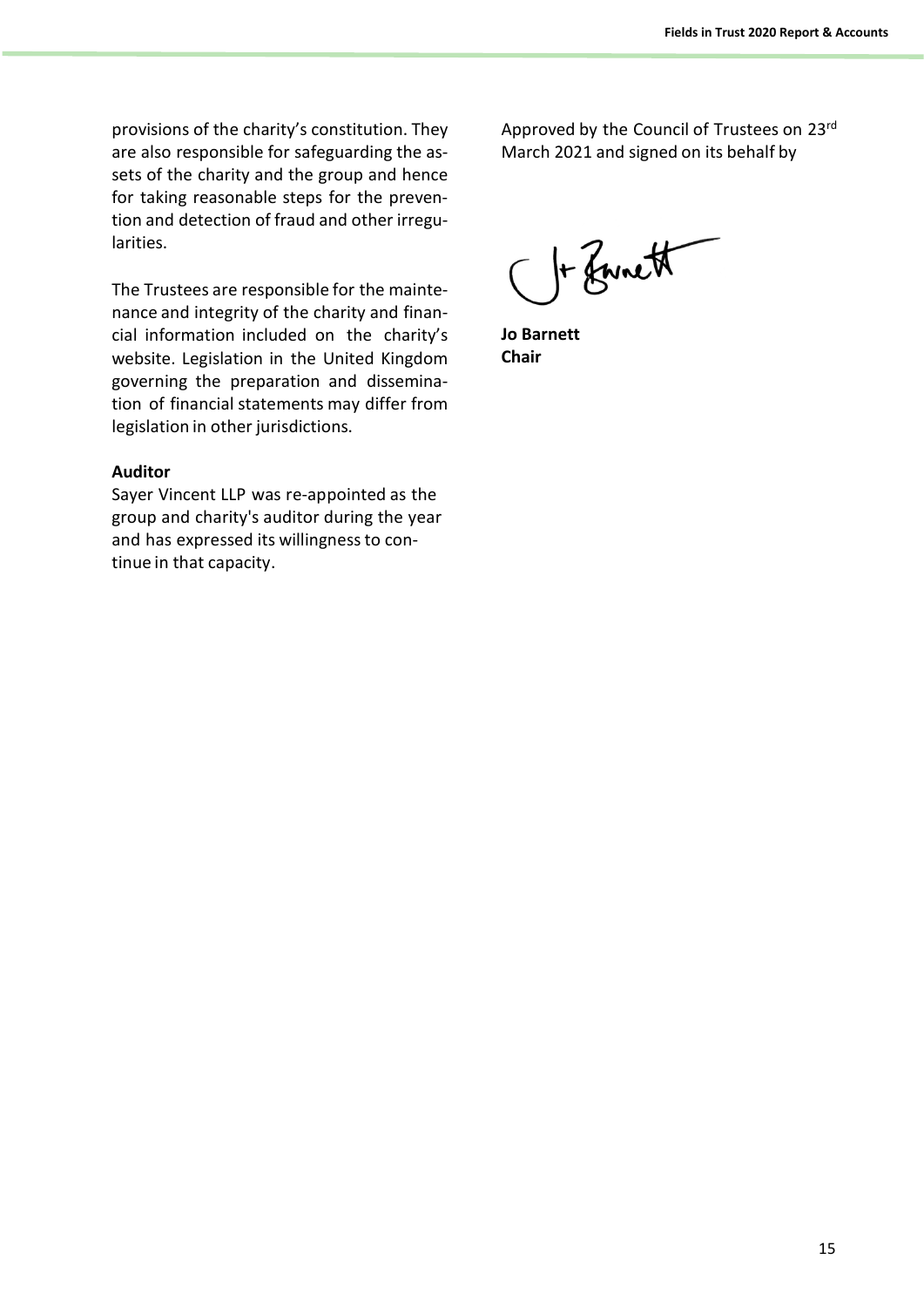provisions of the charity's constitution. They are also responsible for safeguarding the assets of the charity and the group and hence for taking reasonable steps for the prevention and detection of fraud and other irregularities.

The Trustees are responsible for the maintenance and integrity of the charity and financial information included on the charity's website. Legislation in the United Kingdom governing the preparation and dissemination of financial statements may differ from legislation in other jurisdictions.

**Auditor**

Sayer Vincent LLP was re-appointed as the group and charity's auditor during the year and has expressed its willingness to continue in that capacity.

Approved by the Council of Trustees on 23rd March 2021 and signed on its behalf by

**Jo Barnett**
**Chair**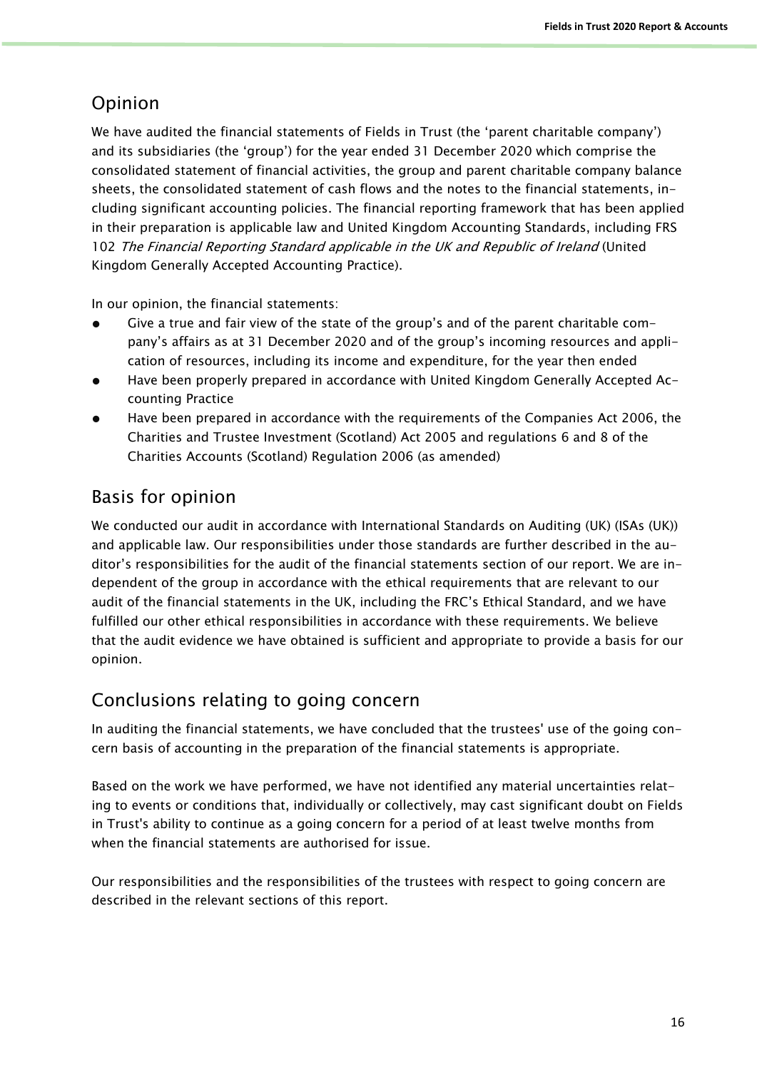## Opinion

We have audited the financial statements of Fields in Trust (the 'parent charitable company') and its subsidiaries (the 'group') for the year ended 31 December 2020 which comprise the consolidated statement of financial activities, the group and parent charitable company balance sheets, the consolidated statement of cash flows and the notes to the financial statements, including significant accounting policies. The financial reporting framework that has been applied in their preparation is applicable law and United Kingdom Accounting Standards, including FRS 102 *The Financial Reporting Standard applicable in the UK and Republic of Ireland* (United Kingdom Generally Accepted Accounting Practice).

In our opinion, the financial statements:

- Give a true and fair view of the state of the group's and of the parent charitable company's affairs as at 31 December 2020 and of the group's incoming resources and application of resources, including its income and expenditure, for the year then ended
- Have been properly prepared in accordance with United Kingdom Generally Accepted Accounting Practice
- Have been prepared in accordance with the requirements of the Companies Act 2006, the Charities and Trustee Investment (Scotland) Act 2005 and regulations 6 and 8 of the Charities Accounts (Scotland) Regulation 2006 (as amended)

## Basis for opinion

We conducted our audit in accordance with International Standards on Auditing (UK) (ISAs (UK)) and applicable law. Our responsibilities under those standards are further described in the auditor's responsibilities for the audit of the financial statements section of our report. We are independent of the group in accordance with the ethical requirements that are relevant to our audit of the financial statements in the UK, including the FRC's Ethical Standard, and we have fulfilled our other ethical responsibilities in accordance with these requirements. We believe that the audit evidence we have obtained is sufficient and appropriate to provide a basis for our opinion.

## Conclusions relating to going concern

In auditing the financial statements, we have concluded that the trustees' use of the going concern basis of accounting in the preparation of the financial statements is appropriate.

Based on the work we have performed, we have not identified any material uncertainties relating to events or conditions that, individually or collectively, may cast significant doubt on Fields in Trust's ability to continue as a going concern for a period of at least twelve months from when the financial statements are authorised for issue.

Our responsibilities and the responsibilities of the trustees with respect to going concern are described in the relevant sections of this report.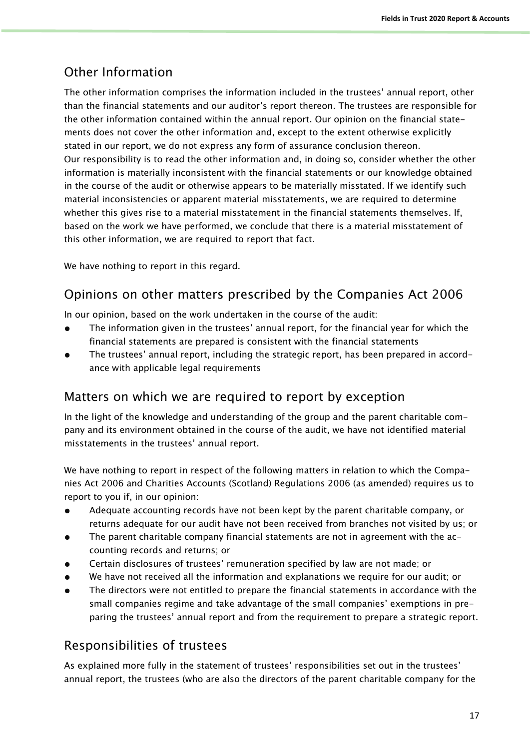## Other Information

The other information comprises the information included in the trustees' annual report, other than the financial statements and our auditor's report thereon. The trustees are responsible for the other information contained within the annual report. Our opinion on the financial statements does not cover the other information and, except to the extent otherwise explicitly stated in our report, we do not express any form of assurance conclusion thereon.
Our responsibility is to read the other information and, in doing so, consider whether the other information is materially inconsistent with the financial statements or our knowledge obtained in the course of the audit or otherwise appears to be materially misstated. If we identify such material inconsistencies or apparent material misstatements, we are required to determine whether this gives rise to a material misstatement in the financial statements themselves. If, based on the work we have performed, we conclude that there is a material misstatement of this other information, we are required to report that fact.

We have nothing to report in this regard.

## Opinions on other matters prescribed by the Companies Act 2006

In our opinion, based on the work undertaken in the course of the audit:

- The information given in the trustees' annual report, for the financial year for which the financial statements are prepared is consistent with the financial statements
- The trustees' annual report, including the strategic report, has been prepared in accordance with applicable legal requirements

## Matters on which we are required to report by exception

In the light of the knowledge and understanding of the group and the parent charitable company and its environment obtained in the course of the audit, we have not identified material misstatements in the trustees' annual report.

We have nothing to report in respect of the following matters in relation to which the Companies Act 2006 and Charities Accounts (Scotland) Regulations 2006 (as amended) requires us to report to you if, in our opinion:

- Adequate accounting records have not been kept by the parent charitable company, or returns adequate for our audit have not been received from branches not visited by us; or
- The parent charitable company financial statements are not in agreement with the accounting records and returns; or
- Certain disclosures of trustees' remuneration specified by law are not made; or
- We have not received all the information and explanations we require for our audit; or
- The directors were not entitled to prepare the financial statements in accordance with the small companies regime and take advantage of the small companies' exemptions in preparing the trustees' annual report and from the requirement to prepare a strategic report.

## Responsibilities of trustees

As explained more fully in the statement of trustees' responsibilities set out in the trustees' annual report, the trustees (who are also the directors of the parent charitable company for the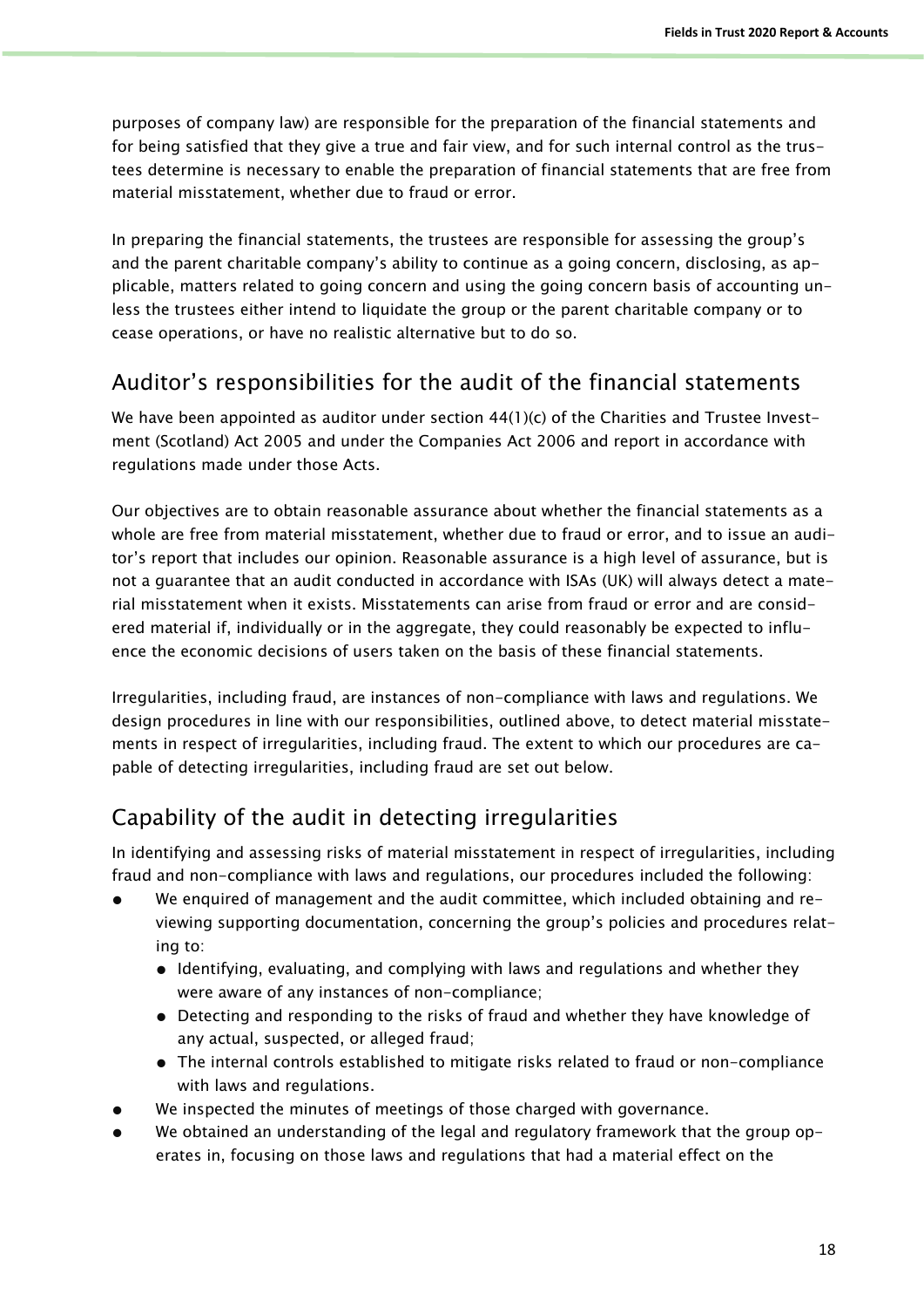purposes of company law) are responsible for the preparation of the financial statements and for being satisfied that they give a true and fair view, and for such internal control as the trustees determine is necessary to enable the preparation of financial statements that are free from material misstatement, whether due to fraud or error.

In preparing the financial statements, the trustees are responsible for assessing the group's and the parent charitable company's ability to continue as a going concern, disclosing, as applicable, matters related to going concern and using the going concern basis of accounting unless the trustees either intend to liquidate the group or the parent charitable company or to cease operations, or have no realistic alternative but to do so.

## Auditor's responsibilities for the audit of the financial statements

We have been appointed as auditor under section 44(1)(c) of the Charities and Trustee Investment (Scotland) Act 2005 and under the Companies Act 2006 and report in accordance with regulations made under those Acts.

Our objectives are to obtain reasonable assurance about whether the financial statements as a whole are free from material misstatement, whether due to fraud or error, and to issue an auditor's report that includes our opinion. Reasonable assurance is a high level of assurance, but is not a guarantee that an audit conducted in accordance with ISAs (UK) will always detect a material misstatement when it exists. Misstatements can arise from fraud or error and are considered material if, individually or in the aggregate, they could reasonably be expected to influence the economic decisions of users taken on the basis of these financial statements.

Irregularities, including fraud, are instances of non-compliance with laws and regulations. We design procedures in line with our responsibilities, outlined above, to detect material misstatements in respect of irregularities, including fraud. The extent to which our procedures are capable of detecting irregularities, including fraud are set out below.

## Capability of the audit in detecting irregularities

In identifying and assessing risks of material misstatement in respect of irregularities, including fraud and non-compliance with laws and regulations, our procedures included the following:

- We enquired of management and the audit committee, which included obtaining and reviewing supporting documentation, concerning the group's policies and procedures relating to:
  - Identifying, evaluating, and complying with laws and regulations and whether they were aware of any instances of non-compliance;
  - Detecting and responding to the risks of fraud and whether they have knowledge of any actual, suspected, or alleged fraud;
  - The internal controls established to mitigate risks related to fraud or non-compliance with laws and regulations.
- We inspected the minutes of meetings of those charged with governance.
- We obtained an understanding of the legal and regulatory framework that the group operates in, focusing on those laws and regulations that had a material effect on the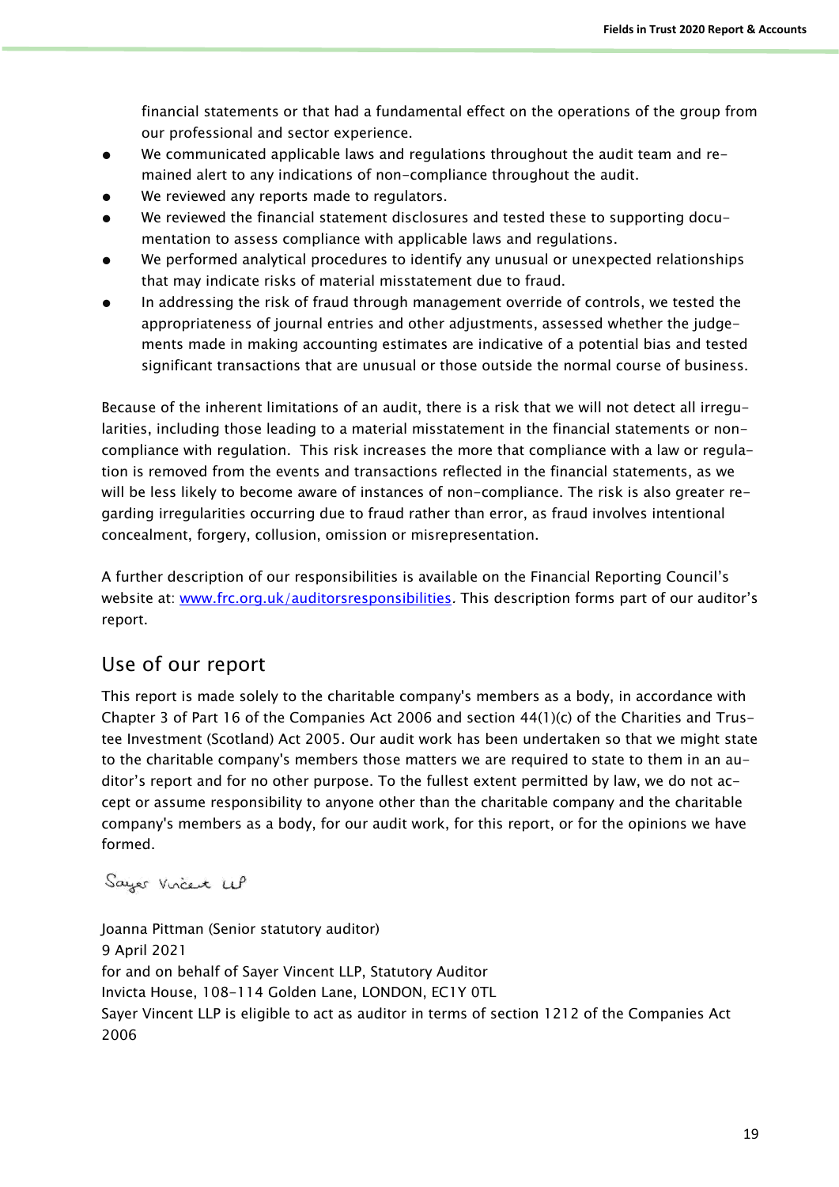financial statements or that had a fundamental effect on the operations of the group from our professional and sector experience.

- We communicated applicable laws and regulations throughout the audit team and remained alert to any indications of non-compliance throughout the audit.
- We reviewed any reports made to regulators.
- We reviewed the financial statement disclosures and tested these to supporting documentation to assess compliance with applicable laws and regulations.
- We performed analytical procedures to identify any unusual or unexpected relationships that may indicate risks of material misstatement due to fraud.
- In addressing the risk of fraud through management override of controls, we tested the appropriateness of journal entries and other adjustments, assessed whether the judgements made in making accounting estimates are indicative of a potential bias and tested significant transactions that are unusual or those outside the normal course of business.

Because of the inherent limitations of an audit, there is a risk that we will not detect all irregularities, including those leading to a material misstatement in the financial statements or non-compliance with regulation. This risk increases the more that compliance with a law or regulation is removed from the events and transactions reflected in the financial statements, as we will be less likely to become aware of instances of non-compliance. The risk is also greater regarding irregularities occurring due to fraud rather than error, as fraud involves intentional concealment, forgery, collusion, omission or misrepresentation.

A further description of our responsibilities is available on the Financial Reporting Council's website at: www.frc.org.uk/auditorsresponsibilities. This description forms part of our auditor's report.

## Use of our report

This report is made solely to the charitable company's members as a body, in accordance with Chapter 3 of Part 16 of the Companies Act 2006 and section 44(1)(c) of the Charities and Trustee Investment (Scotland) Act 2005. Our audit work has been undertaken so that we might state to the charitable company's members those matters we are required to state to them in an auditor's report and for no other purpose. To the fullest extent permitted by law, we do not accept or assume responsibility to anyone other than the charitable company and the charitable company's members as a body, for our audit work, for this report, or for the opinions we have formed.

Sayer Vincent LLP

Joanna Pittman (Senior statutory auditor)
9 April 2021
for and on behalf of Sayer Vincent LLP, Statutory Auditor
Invicta House, 108-114 Golden Lane, LONDON, EC1Y 0TL
Sayer Vincent LLP is eligible to act as auditor in terms of section 1212 of the Companies Act 2006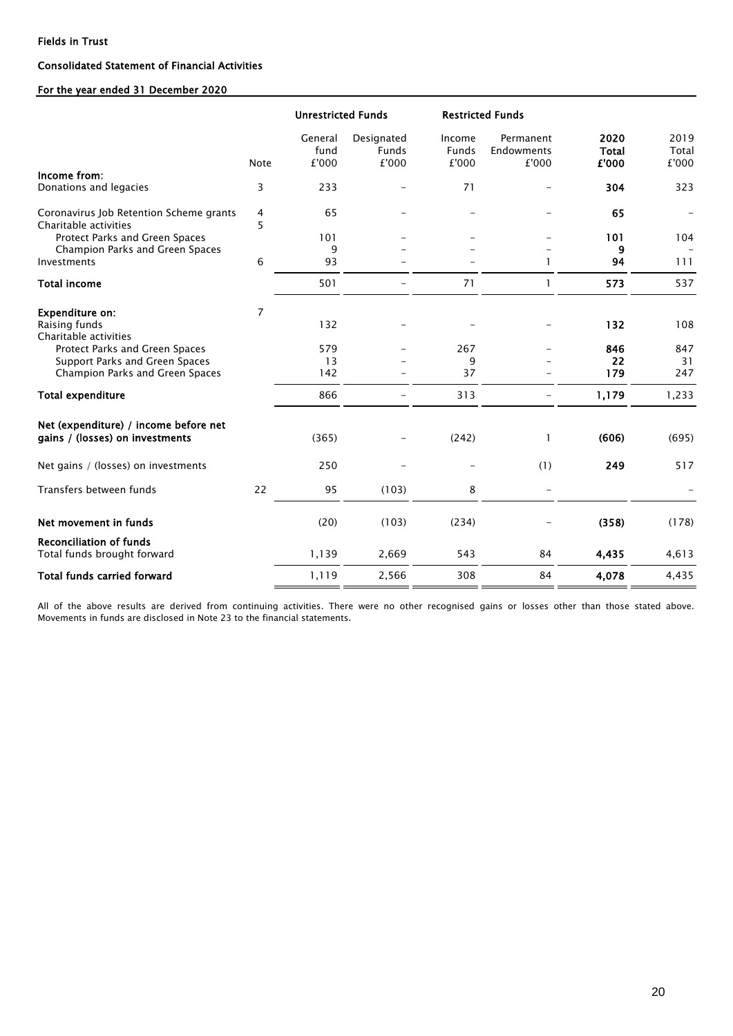Fields in Trust

**Consolidated Statement of Financial Activities**

**For the year ended 31 December 2020**

| | | Unrestricted Funds | | Restricted Funds | | | |
|---|---|---|---|---|---|---|---|
| | Note | General fund £'000 | Designated Funds £'000 | Income Funds £'000 | Permanent Endowments £'000 | **2020 Total £'000** | 2019 Total £'000 |
| **Income from:** | | | | | | | |
| Donations and legacies | 3 | 233 | – | 71 | – | **304** | 323 |
| Coronavirus Job Retention Scheme grants | 4 | 65 | – | – | – | **65** | – |
| Charitable activities | 5 | | | | | | |
| Protect Parks and Green Spaces | | 101 | – | – | – | **101** | 104 |
| Champion Parks and Green Spaces | | 9 | – | – | – | **9** | – |
| Investments | 6 | 93 | – | – | 1 | **94** | 111 |
| **Total income** | | 501 | – | 71 | 1 | **573** | 537 |
| **Expenditure on:** | 7 | | | | | | |
| Raising funds | | 132 | – | – | – | **132** | 108 |
| Charitable activities | | | | | | | |
| Protect Parks and Green Spaces | | 579 | – | 267 | – | **846** | 847 |
| Support Parks and Green Spaces | | 13 | – | 9 | – | **22** | 31 |
| Champion Parks and Green Spaces | | 142 | – | 37 | – | **179** | 247 |
| **Total expenditure** | | 866 | – | 313 | – | **1,179** | 1,233 |
| **Net (expenditure) / income before net gains / (losses) on investments** | | (365) | – | (242) | 1 | **(606)** | (695) |
| Net gains / (losses) on investments | | 250 | – | – | (1) | **249** | 517 |
| Transfers between funds | 22 | 95 | (103) | 8 | – | | – |
| **Net movement in funds** | | (20) | (103) | (234) | – | **(358)** | (178) |
| **Reconciliation of funds** | | | | | | | |
| Total funds brought forward | | 1,139 | 2,669 | 543 | 84 | **4,435** | 4,613 |
| **Total funds carried forward** | | 1,119 | 2,566 | 308 | 84 | **4,078** | 4,435 |

All of the above results are derived from continuing activities. There were no other recognised gains or losses other than those stated above. Movements in funds are disclosed in Note 23 to the financial statements.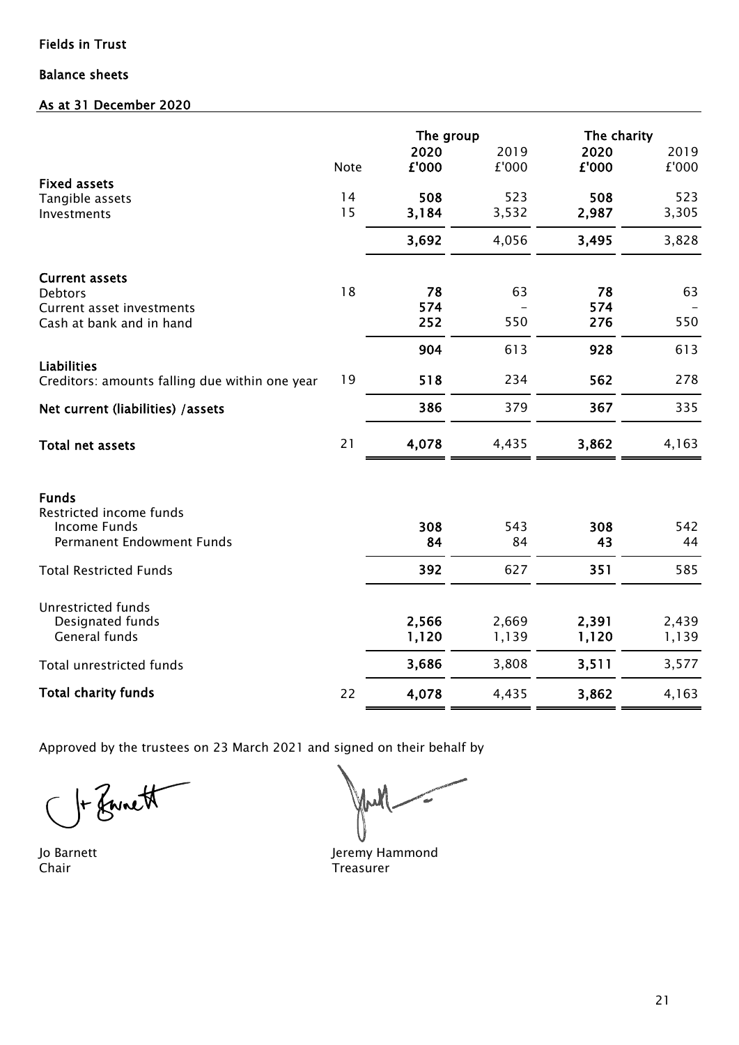**Fields in Trust**

**Balance sheets**

**As at 31 December 2020**

| | Note | The group 2020 £'000 | The group 2019 £'000 | The charity 2020 £'000 | The charity 2019 £'000 |
|---|---|---|---|---|---|
| **Fixed assets** | | | | | |
| Tangible assets | 14 | **508** | 523 | **508** | 523 |
| Investments | 15 | **3,184** | 3,532 | **2,987** | 3,305 |
| | | **3,692** | 4,056 | **3,495** | 3,828 |
| **Current assets** | | | | | |
| Debtors | 18 | **78** | 63 | **78** | 63 |
| Current asset investments | | **574** | – | **574** | – |
| Cash at bank and in hand | | **252** | 550 | **276** | 550 |
| | | **904** | 613 | **928** | 613 |
| **Liabilities** | | | | | |
| Creditors: amounts falling due within one year | 19 | **518** | 234 | **562** | 278 |
| **Net current (liabilities) /assets** | | **386** | 379 | **367** | 335 |
| **Total net assets** | 21 | **4,078** | 4,435 | **3,862** | 4,163 |
| **Funds** | | | | | |
| Restricted income funds | | | | | |
| Income Funds | | **308** | 543 | **308** | 542 |
| Permanent Endowment Funds | | **84** | 84 | **43** | 44 |
| Total Restricted Funds | | **392** | 627 | **351** | 585 |
| Unrestricted funds | | | | | |
| Designated funds | | **2,566** | 2,669 | **2,391** | 2,439 |
| General funds | | **1,120** | 1,139 | **1,120** | 1,139 |
| Total unrestricted funds | | **3,686** | 3,808 | **3,511** | 3,577 |
| **Total charity funds** | 22 | **4,078** | 4,435 | **3,862** | 4,163 |

Approved by the trustees on 23 March 2021 and signed on their behalf by

Jo Barnett
Chair

Jeremy Hammond
Treasurer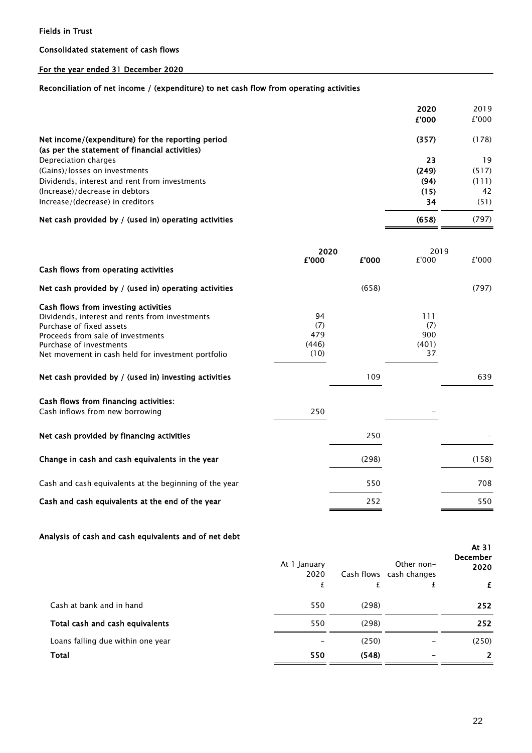Fields in Trust

# Consolidated statement of cash flows

## For the year ended 31 December 2020

### Reconciliation of net income / (expenditure) to net cash flow from operating activities

| | **2020** | 2019 |
|---|---|---|
| | **£'000** | £'000 |
| **Net income/(expenditure) for the reporting period (as per the statement of financial activities)** | **(357)** | (178) |
| Depreciation charges | **23** | 19 |
| (Gains)/losses on investments | **(249)** | (517) |
| Dividends, interest and rent from investments | **(94)** | (111) |
| (Increase)/decrease in debtors | **(15)** | 42 |
| Increase/(decrease) in creditors | **34** | (51) |
| **Net cash provided by / (used in) operating activities** | **(658)** | (797) |

| | **2020** | | 2019 | |
|---|---|---|---|---|
| | **£'000** | **£'000** | £'000 | £'000 |
| **Cash flows from operating activities** | | | | |
| **Net cash provided by / (used in) operating activities** | | (658) | | (797) |
| **Cash flows from investing activities** | | | | |
| Dividends, interest and rents from investments | 94 | | 111 | |
| Purchase of fixed assets | (7) | | (7) | |
| Proceeds from sale of investments | 479 | | 900 | |
| Purchase of investments | (446) | | (401) | |
| Net movement in cash held for investment portfolio | (10) | | 37 | |
| **Net cash provided by / (used in) investing activities** | | 109 | | 639 |
| **Cash flows from financing activities:** | | | | |
| Cash inflows from new borrowing | 250 | | - | |
| **Net cash provided by financing activities** | | 250 | | - |
| **Change in cash and cash equivalents in the year** | | (298) | | (158) |
| Cash and cash equivalents at the beginning of the year | | 550 | | 708 |
| **Cash and cash equivalents at the end of the year** | | 252 | | 550 |

### Analysis of cash and cash equivalents and of net debt

| | At 1 January 2020 | Cash flows | Other non-cash changes | **At 31 December 2020** |
|---|---|---|---|---|
| | £ | £ | £ | **£** |
| Cash at bank and in hand | 550 | (298) | | **252** |
| **Total cash and cash equivalents** | 550 | (298) | | **252** |
| Loans falling due within one year | - | (250) | - | (250) |
| **Total** | **550** | **(548)** | **-** | **2** |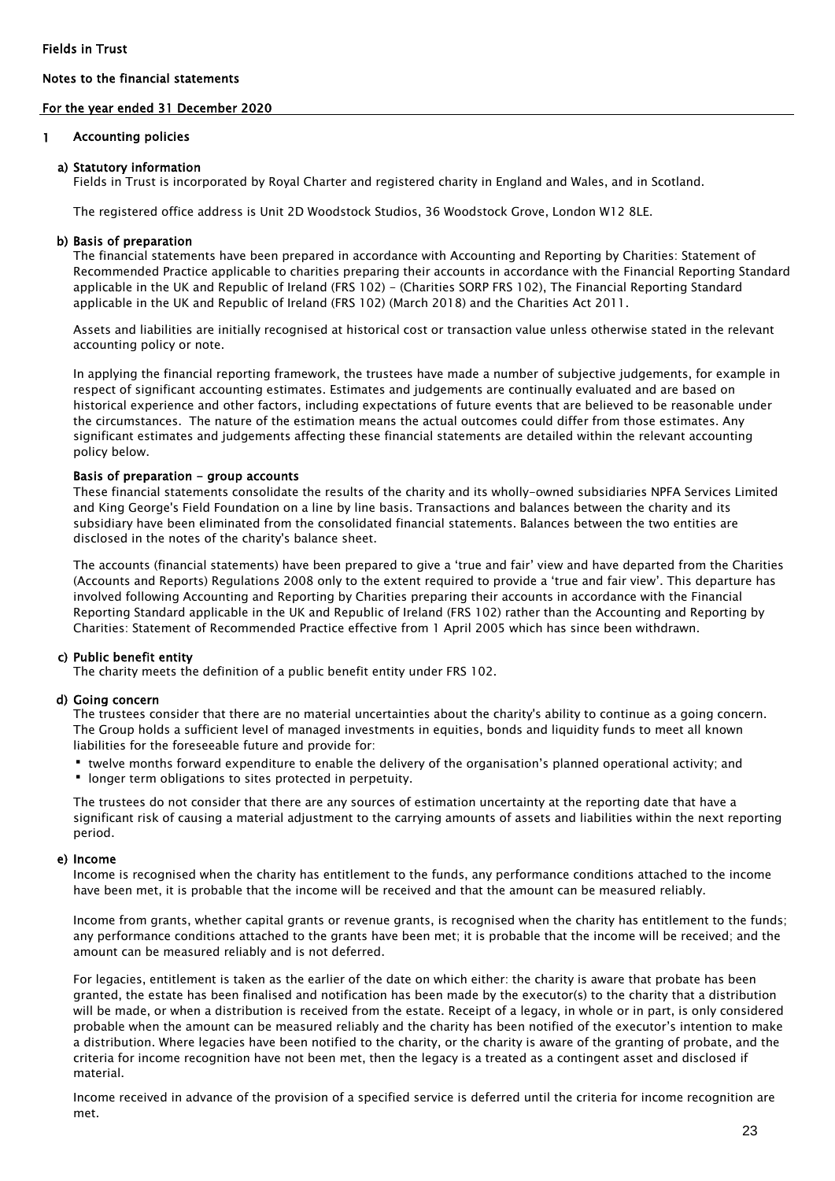**Fields in Trust**

**Notes to the financial statements**

**For the year ended 31 December 2020**

## 1 Accounting policies

### a) Statutory information

Fields in Trust is incorporated by Royal Charter and registered charity in England and Wales, and in Scotland.

The registered office address is Unit 2D Woodstock Studios, 36 Woodstock Grove, London W12 8LE.

### b) Basis of preparation

The financial statements have been prepared in accordance with Accounting and Reporting by Charities: Statement of Recommended Practice applicable to charities preparing their accounts in accordance with the Financial Reporting Standard applicable in the UK and Republic of Ireland (FRS 102) - (Charities SORP FRS 102), The Financial Reporting Standard applicable in the UK and Republic of Ireland (FRS 102) (March 2018) and the Charities Act 2011.

Assets and liabilities are initially recognised at historical cost or transaction value unless otherwise stated in the relevant accounting policy or note.

In applying the financial reporting framework, the trustees have made a number of subjective judgements, for example in respect of significant accounting estimates. Estimates and judgements are continually evaluated and are based on historical experience and other factors, including expectations of future events that are believed to be reasonable under the circumstances. The nature of the estimation means the actual outcomes could differ from those estimates. Any significant estimates and judgements affecting these financial statements are detailed within the relevant accounting policy below.

#### Basis of preparation - group accounts

These financial statements consolidate the results of the charity and its wholly-owned subsidiaries NPFA Services Limited and King George's Field Foundation on a line by line basis. Transactions and balances between the charity and its subsidiary have been eliminated from the consolidated financial statements. Balances between the two entities are disclosed in the notes of the charity's balance sheet.

The accounts (financial statements) have been prepared to give a 'true and fair' view and have departed from the Charities (Accounts and Reports) Regulations 2008 only to the extent required to provide a 'true and fair view'. This departure has involved following Accounting and Reporting by Charities preparing their accounts in accordance with the Financial Reporting Standard applicable in the UK and Republic of Ireland (FRS 102) rather than the Accounting and Reporting by Charities: Statement of Recommended Practice effective from 1 April 2005 which has since been withdrawn.

### c) Public benefit entity

The charity meets the definition of a public benefit entity under FRS 102.

### d) Going concern

The trustees consider that there are no material uncertainties about the charity's ability to continue as a going concern. The Group holds a sufficient level of managed investments in equities, bonds and liquidity funds to meet all known liabilities for the foreseeable future and provide for:

- twelve months forward expenditure to enable the delivery of the organisation's planned operational activity; and
- longer term obligations to sites protected in perpetuity.

The trustees do not consider that there are any sources of estimation uncertainty at the reporting date that have a significant risk of causing a material adjustment to the carrying amounts of assets and liabilities within the next reporting period.

### e) Income

Income is recognised when the charity has entitlement to the funds, any performance conditions attached to the income have been met, it is probable that the income will be received and that the amount can be measured reliably.

Income from grants, whether capital grants or revenue grants, is recognised when the charity has entitlement to the funds; any performance conditions attached to the grants have been met; it is probable that the income will be received; and the amount can be measured reliably and is not deferred.

For legacies, entitlement is taken as the earlier of the date on which either: the charity is aware that probate has been granted, the estate has been finalised and notification has been made by the executor(s) to the charity that a distribution will be made, or when a distribution is received from the estate. Receipt of a legacy, in whole or in part, is only considered probable when the amount can be measured reliably and the charity has been notified of the executor's intention to make a distribution. Where legacies have been notified to the charity, or the charity is aware of the granting of probate, and the criteria for income recognition have not been met, then the legacy is a treated as a contingent asset and disclosed if material.

Income received in advance of the provision of a specified service is deferred until the criteria for income recognition are met.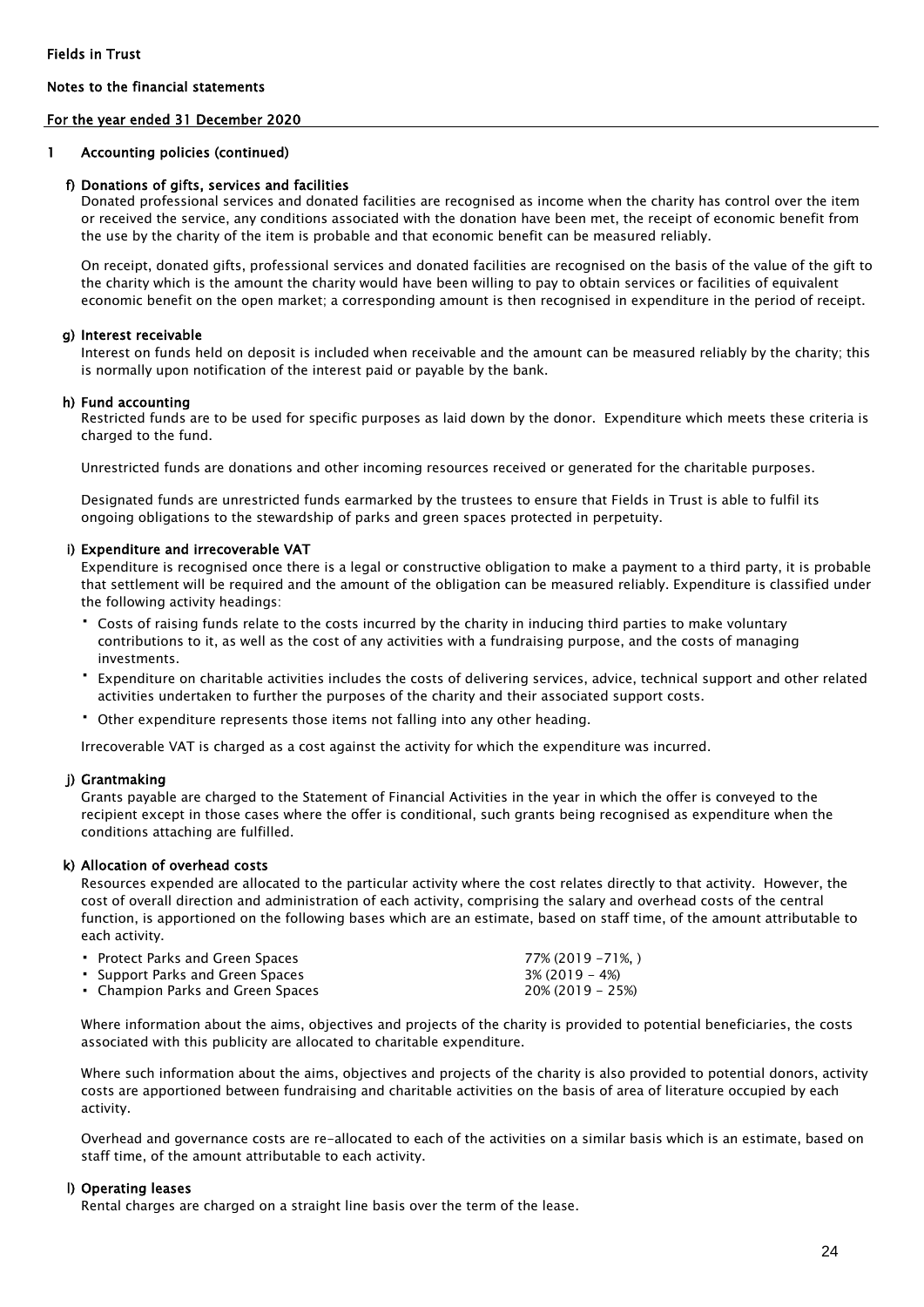## 1 Accounting policies (continued)

### f) Donations of gifts, services and facilities

Donated professional services and donated facilities are recognised as income when the charity has control over the item or received the service, any conditions associated with the donation have been met, the receipt of economic benefit from the use by the charity of the item is probable and that economic benefit can be measured reliably.

On receipt, donated gifts, professional services and donated facilities are recognised on the basis of the value of the gift to the charity which is the amount the charity would have been willing to pay to obtain services or facilities of equivalent economic benefit on the open market; a corresponding amount is then recognised in expenditure in the period of receipt.

### g) Interest receivable

Interest on funds held on deposit is included when receivable and the amount can be measured reliably by the charity; this is normally upon notification of the interest paid or payable by the bank.

### h) Fund accounting

Restricted funds are to be used for specific purposes as laid down by the donor. Expenditure which meets these criteria is charged to the fund.

Unrestricted funds are donations and other incoming resources received or generated for the charitable purposes.

Designated funds are unrestricted funds earmarked by the trustees to ensure that Fields in Trust is able to fulfil its ongoing obligations to the stewardship of parks and green spaces protected in perpetuity.

### i) Expenditure and irrecoverable VAT

Expenditure is recognised once there is a legal or constructive obligation to make a payment to a third party, it is probable that settlement will be required and the amount of the obligation can be measured reliably. Expenditure is classified under the following activity headings:

- Costs of raising funds relate to the costs incurred by the charity in inducing third parties to make voluntary contributions to it, as well as the cost of any activities with a fundraising purpose, and the costs of managing investments.
- Expenditure on charitable activities includes the costs of delivering services, advice, technical support and other related activities undertaken to further the purposes of the charity and their associated support costs.
- Other expenditure represents those items not falling into any other heading.

Irrecoverable VAT is charged as a cost against the activity for which the expenditure was incurred.

### j) Grantmaking

Grants payable are charged to the Statement of Financial Activities in the year in which the offer is conveyed to the recipient except in those cases where the offer is conditional, such grants being recognised as expenditure when the conditions attaching are fulfilled.

### k) Allocation of overhead costs

Resources expended are allocated to the particular activity where the cost relates directly to that activity. However, the cost of overall direction and administration of each activity, comprising the salary and overhead costs of the central function, is apportioned on the following bases which are an estimate, based on staff time, of the amount attributable to each activity.

- Protect Parks and Green Spaces — 77% (2019 -71%, )
- Support Parks and Green Spaces — 3% (2019 - 4%)
- Champion Parks and Green Spaces — 20% (2019 - 25%)

Where information about the aims, objectives and projects of the charity is provided to potential beneficiaries, the costs associated with this publicity are allocated to charitable expenditure.

Where such information about the aims, objectives and projects of the charity is also provided to potential donors, activity costs are apportioned between fundraising and charitable activities on the basis of area of literature occupied by each activity.

Overhead and governance costs are re-allocated to each of the activities on a similar basis which is an estimate, based on staff time, of the amount attributable to each activity.

### l) Operating leases

Rental charges are charged on a straight line basis over the term of the lease.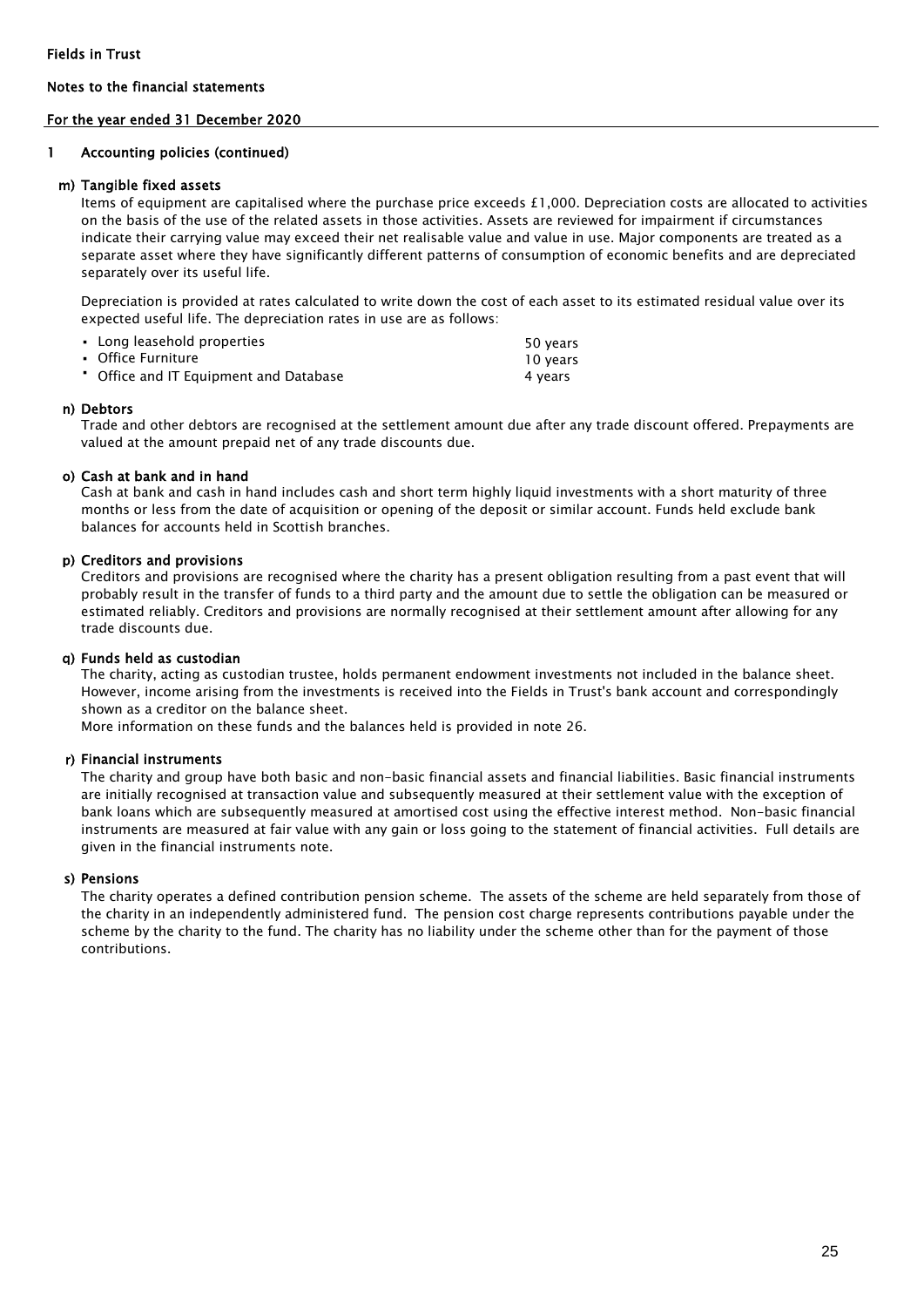Fields in Trust

Notes to the financial statements

For the year ended 31 December 2020

## 1 Accounting policies (continued)

### m) Tangible fixed assets

Items of equipment are capitalised where the purchase price exceeds £1,000. Depreciation costs are allocated to activities on the basis of the use of the related assets in those activities. Assets are reviewed for impairment if circumstances indicate their carrying value may exceed their net realisable value and value in use. Major components are treated as a separate asset where they have significantly different patterns of consumption of economic benefits and are depreciated separately over its useful life.

Depreciation is provided at rates calculated to write down the cost of each asset to its estimated residual value over its expected useful life. The depreciation rates in use are as follows:

| | |
|---|---|
| • Long leasehold properties | 50 years |
| • Office Furniture | 10 years |
| • Office and IT Equipment and Database | 4 years |

### n) Debtors

Trade and other debtors are recognised at the settlement amount due after any trade discount offered. Prepayments are valued at the amount prepaid net of any trade discounts due.

### o) Cash at bank and in hand

Cash at bank and cash in hand includes cash and short term highly liquid investments with a short maturity of three months or less from the date of acquisition or opening of the deposit or similar account. Funds held exclude bank balances for accounts held in Scottish branches.

### p) Creditors and provisions

Creditors and provisions are recognised where the charity has a present obligation resulting from a past event that will probably result in the transfer of funds to a third party and the amount due to settle the obligation can be measured or estimated reliably. Creditors and provisions are normally recognised at their settlement amount after allowing for any trade discounts due.

### q) Funds held as custodian

The charity, acting as custodian trustee, holds permanent endowment investments not included in the balance sheet. However, income arising from the investments is received into the Fields in Trust's bank account and correspondingly shown as a creditor on the balance sheet.

More information on these funds and the balances held is provided in note 26.

### r) Financial instruments

The charity and group have both basic and non-basic financial assets and financial liabilities. Basic financial instruments are initially recognised at transaction value and subsequently measured at their settlement value with the exception of bank loans which are subsequently measured at amortised cost using the effective interest method. Non-basic financial instruments are measured at fair value with any gain or loss going to the statement of financial activities. Full details are given in the financial instruments note.

### s) Pensions

The charity operates a defined contribution pension scheme. The assets of the scheme are held separately from those of the charity in an independently administered fund. The pension cost charge represents contributions payable under the scheme by the charity to the fund. The charity has no liability under the scheme other than for the payment of those contributions.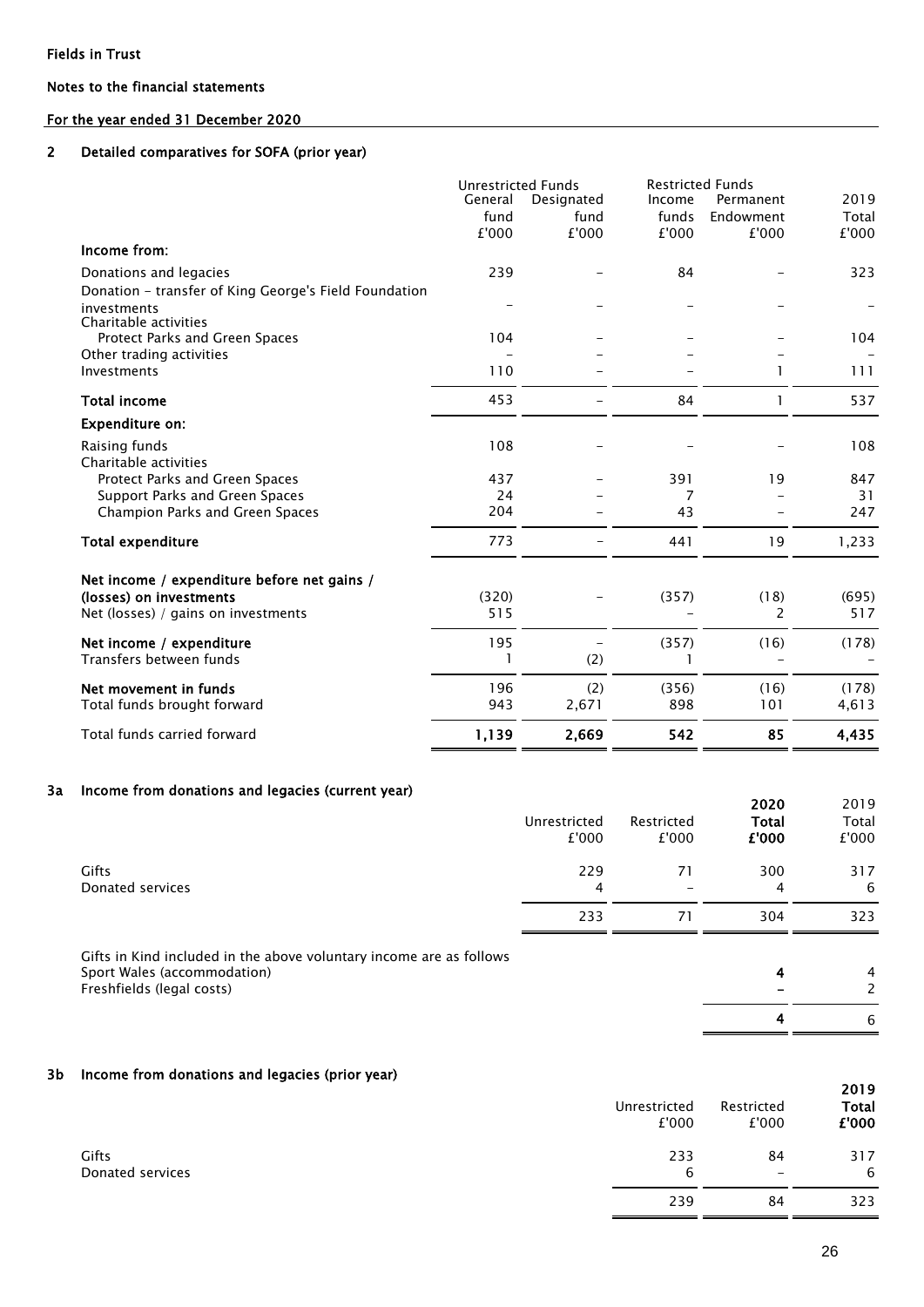Fields in Trust

Notes to the financial statements

For the year ended 31 December 2020

## 2 Detailed comparatives for SOFA (prior year)

| | Unrestricted Funds | | Restricted Funds | | |
|---|---|---|---|---|---|
| | General fund £'000 | Designated fund £'000 | Income funds £'000 | Permanent Endowment £'000 | 2019 Total £'000 |
| **Income from:** | | | | | |
| Donations and legacies | 239 | – | 84 | – | 323 |
| Donation - transfer of King George's Field Foundation investments | – | – | – | – | – |
| Charitable activities | | | | | |
| Protect Parks and Green Spaces | 104 | – | – | – | 104 |
| Other trading activities | – | – | – | – | – |
| Investments | 110 | – | – | 1 | 111 |
| **Total income** | 453 | – | 84 | 1 | 537 |
| **Expenditure on:** | | | | | |
| Raising funds | 108 | – | – | – | 108 |
| Charitable activities | | | | | |
| Protect Parks and Green Spaces | 437 | – | 391 | 19 | 847 |
| Support Parks and Green Spaces | 24 | – | 7 | – | 31 |
| Champion Parks and Green Spaces | 204 | – | 43 | – | 247 |
| **Total expenditure** | 773 | – | 441 | 19 | 1,233 |
| **Net income / expenditure before net gains / (losses) on investments** | (320) | – | (357) | (18) | (695) |
| Net (losses) / gains on investments | 515 | | – | 2 | 517 |
| **Net income / expenditure** | 195 | – | (357) | (16) | (178) |
| Transfers between funds | 1 | (2) | 1 | – | – |
| **Net movement in funds** | 196 | (2) | (356) | (16) | (178) |
| Total funds brought forward | 943 | 2,671 | 898 | 101 | 4,613 |
| Total funds carried forward | **1,139** | **2,669** | **542** | **85** | **4,435** |

## 3a Income from donations and legacies (current year)

| | Unrestricted £'000 | Restricted £'000 | **2020 Total £'000** | 2019 Total £'000 |
|---|---|---|---|---|
| Gifts | 229 | 71 | 300 | 317 |
| Donated services | 4 | – | 4 | 6 |
| | 233 | 71 | 304 | 323 |

| Gifts in Kind included in the above voluntary income are as follows | **2020** | 2019 |
|---|---|---|
| Sport Wales (accommodation) | **4** | 4 |
| Freshfields (legal costs) | **–** | 2 |
| | **4** | 6 |

## 3b Income from donations and legacies (prior year)

| | Unrestricted £'000 | Restricted £'000 | **2019 Total £'000** |
|---|---|---|---|
| Gifts | 233 | 84 | 317 |
| Donated services | 6 | – | 6 |
| | 239 | 84 | 323 |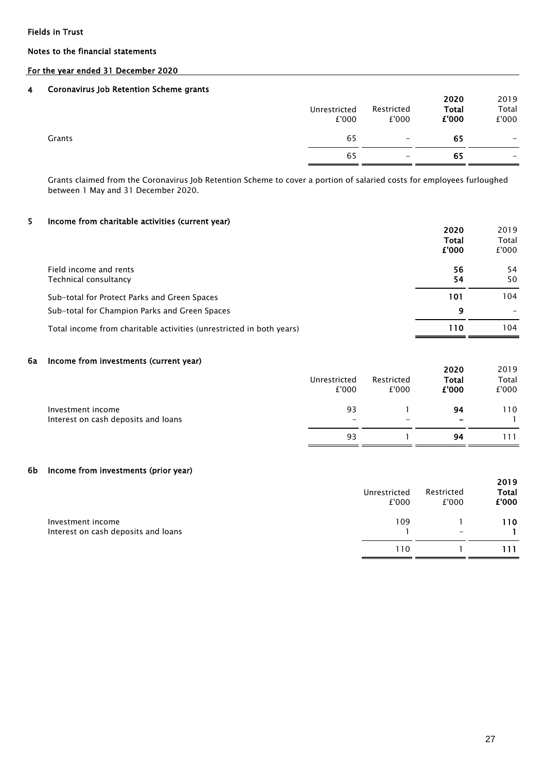Fields in Trust

Notes to the financial statements

For the year ended 31 December 2020

## 4 Coronavirus Job Retention Scheme grants

| | Unrestricted £'000 | Restricted £'000 | **2020 Total £'000** | 2019 Total £'000 |
|---|---|---|---|---|
| Grants | 65 | – | **65** | – |
| | 65 | – | **65** | – |

Grants claimed from the Coronavirus Job Retention Scheme to cover a portion of salaried costs for employees furloughed between 1 May and 31 December 2020.

## 5 Income from charitable activities (current year)

| | **2020 Total £'000** | 2019 Total £'000 |
|---|---|---|
| Field income and rents | **56** | 54 |
| Technical consultancy | **54** | 50 |
| Sub-total for Protect Parks and Green Spaces | **101** | 104 |
| Sub-total for Champion Parks and Green Spaces | **9** | – |
| Total income from charitable activities (unrestricted in both years) | **110** | 104 |

## 6a Income from investments (current year)

| | Unrestricted £'000 | Restricted £'000 | **2020 Total £'000** | 2019 Total £'000 |
|---|---|---|---|---|
| Investment income | 93 | 1 | **94** | 110 |
| Interest on cash deposits and loans | – | – | **–** | 1 |
| | 93 | 1 | **94** | 111 |

## 6b Income from investments (prior year)

| | Unrestricted £'000 | Restricted £'000 | **2019 Total £'000** |
|---|---|---|---|
| Investment income | 109 | 1 | **110** |
| Interest on cash deposits and loans | 1 | – | **1** |
| | 110 | 1 | **111** |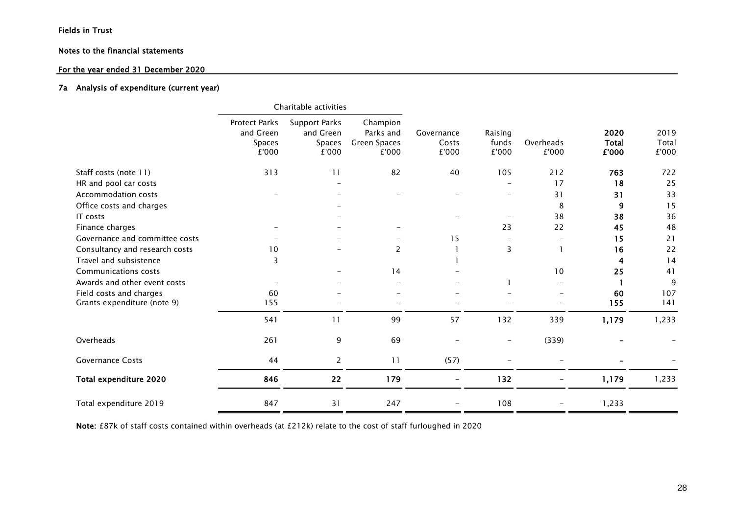Fields in Trust

Notes to the financial statements

For the year ended 31 December 2020

### 7a Analysis of expenditure (current year)

| | Charitable activities | | | | | | | |
|---|---|---|---|---|---|---|---|---|
| | Protect Parks and Green Spaces £'000 | Support Parks and Green Spaces £'000 | Champion Parks and Green Spaces £'000 | Governance Costs £'000 | Raising funds £'000 | Overheads £'000 | **2020 Total £'000** | 2019 Total £'000 |
| Staff costs (note 11) | 313 | 11 | 82 | 40 | 105 | 212 | **763** | 722 |
| HR and pool car costs | | – | | | – | 17 | **18** | 25 |
| Accommodation costs | – | – | – | – | – | 31 | **31** | 33 |
| Office costs and charges | | – | | | | 8 | **9** | 15 |
| IT costs | | – | | – | – | 38 | **38** | 36 |
| Finance charges | – | – | – | | 23 | 22 | **45** | 48 |
| Governance and committee costs | – | – | – | 15 | – | – | **15** | 21 |
| Consultancy and research costs | 10 | – | 2 | 1 | 3 | 1 | **16** | 22 |
| Travel and subsistence | 3 | | | 1 | | | **4** | 14 |
| Communications costs | | – | 14 | – | | 10 | **25** | 41 |
| Awards and other event costs | – | – | – | – | 1 | – | **1** | 9 |
| Field costs and charges | 60 | – | – | – | – | – | **60** | 107 |
| Grants expenditure (note 9) | 155 | – | – | – | – | – | **155** | 141 |
| | 541 | 11 | 99 | 57 | 132 | 339 | **1,179** | 1,233 |
| Overheads | 261 | 9 | 69 | – | – | (339) | **–** | – |
| Governance Costs | 44 | 2 | 11 | (57) | – | – | **–** | – |
| **Total expenditure 2020** | **846** | **22** | **179** | – | **132** | – | **1,179** | 1,233 |
| Total expenditure 2019 | 847 | 31 | 247 | – | 108 | – | 1,233 | |

**Note:** £87k of staff costs contained within overheads (at £212k) relate to the cost of staff furloughed in 2020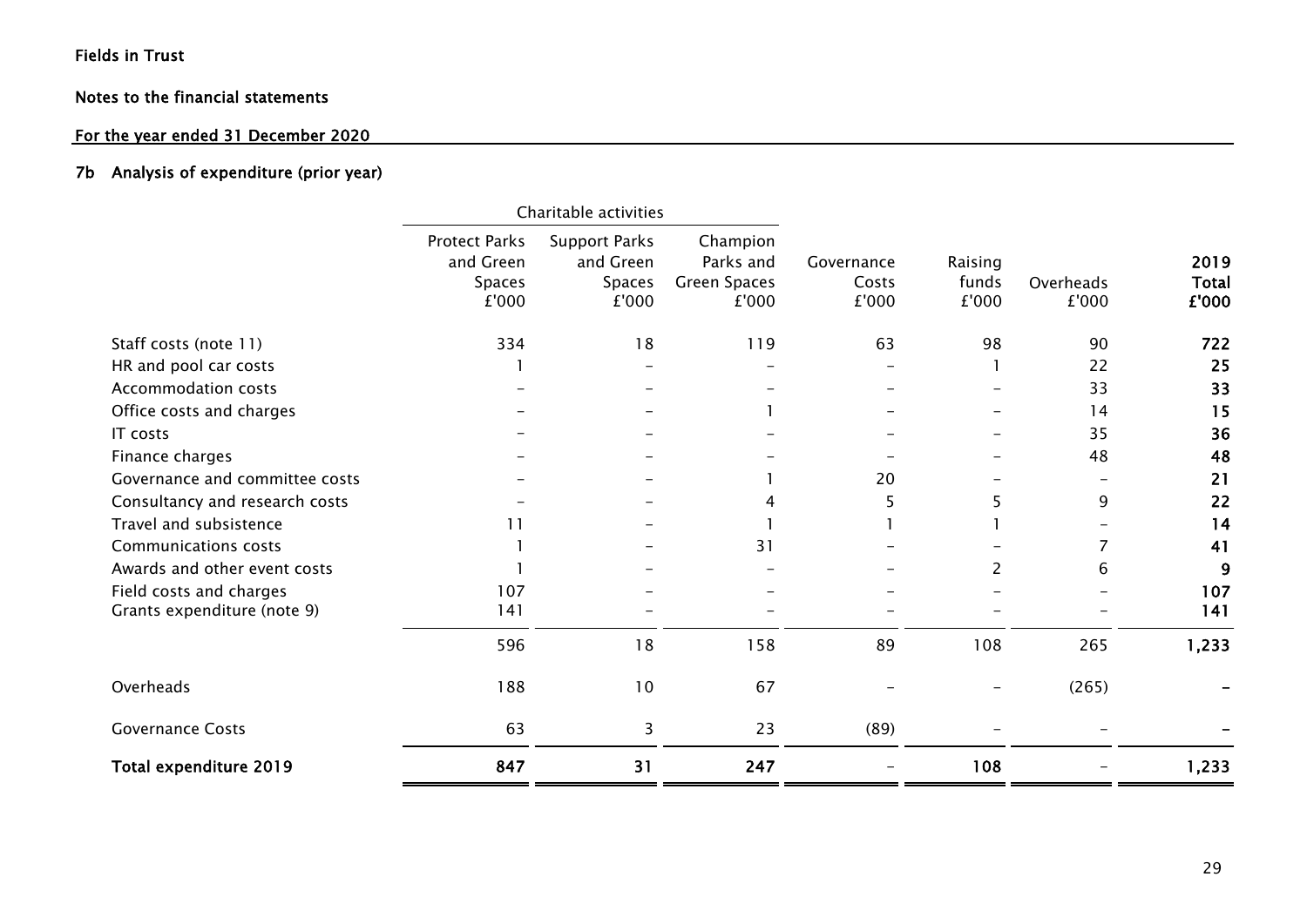Fields in Trust

Notes to the financial statements

For the year ended 31 December 2020

## 7b Analysis of expenditure (prior year)

| | Charitable activities | | | | | | |
|---|---|---|---|---|---|---|---|
| | Protect Parks and Green Spaces £'000 | Support Parks and Green Spaces £'000 | Champion Parks and Green Spaces £'000 | Governance Costs £'000 | Raising funds £'000 | Overheads £'000 | **2019 Total £'000** |
| Staff costs (note 11) | 334 | 18 | 119 | 63 | 98 | 90 | **722** |
| HR and pool car costs | 1 | – | – | – | 1 | 22 | **25** |
| Accommodation costs | – | – | – | – | – | 33 | **33** |
| Office costs and charges | – | – | 1 | – | – | 14 | **15** |
| IT costs | – | – | – | – | – | 35 | **36** |
| Finance charges | – | – | – | – | – | 48 | **48** |
| Governance and committee costs | – | – | 1 | 20 | – | – | **21** |
| Consultancy and research costs | – | – | 4 | 5 | 5 | 9 | **22** |
| Travel and subsistence | 11 | – | 1 | 1 | 1 | – | **14** |
| Communications costs | 1 | – | 31 | – | – | 7 | **41** |
| Awards and other event costs | 1 | – | – | – | 2 | 6 | **9** |
| Field costs and charges | 107 | – | – | – | – | – | **107** |
| Grants expenditure (note 9) | 141 | – | – | – | – | – | **141** |
| | 596 | 18 | 158 | 89 | 108 | 265 | **1,233** |
| Overheads | 188 | 10 | 67 | – | – | (265) | **–** |
| Governance Costs | 63 | 3 | 23 | (89) | – | – | **–** |
| **Total expenditure 2019** | **847** | **31** | **247** | – | **108** | – | **1,233** |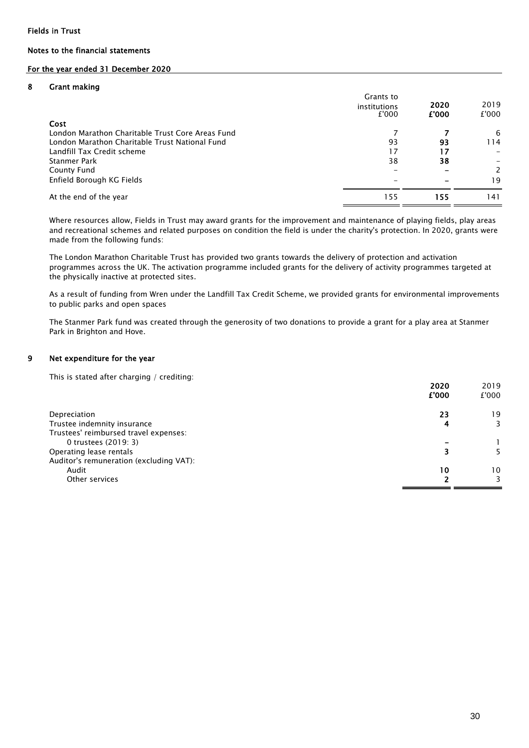Fields in Trust

Notes to the financial statements

For the year ended 31 December 2020

## 8 Grant making

| | Grants to institutions £'000 | **2020 £'000** | 2019 £'000 |
|---|---|---|---|
| **Cost** | | | |
| London Marathon Charitable Trust Core Areas Fund | 7 | **7** | 6 |
| London Marathon Charitable Trust National Fund | 93 | **93** | 114 |
| Landfill Tax Credit scheme | 17 | **17** | – |
| Stanmer Park | 38 | **38** | – |
| County Fund | – | **–** | 2 |
| Enfield Borough KG Fields | – | **–** | 19 |
| At the end of the year | 155 | **155** | 141 |

Where resources allow, Fields in Trust may award grants for the improvement and maintenance of playing fields, play areas and recreational schemes and related purposes on condition the field is under the charity's protection. In 2020, grants were made from the following funds:

The London Marathon Charitable Trust has provided two grants towards the delivery of protection and activation programmes across the UK. The activation programme included grants for the delivery of activity programmes targeted at the physically inactive at protected sites.

As a result of funding from Wren under the Landfill Tax Credit Scheme, we provided grants for environmental improvements to public parks and open spaces

The Stanmer Park fund was created through the generosity of two donations to provide a grant for a play area at Stanmer Park in Brighton and Hove.

## 9 Net expenditure for the year

This is stated after charging / crediting:

| | **2020 £'000** | 2019 £'000 |
|---|---|---|
| Depreciation | **23** | 19 |
| Trustee indemnity insurance | **4** | 3 |
| Trustees' reimbursed travel expenses: | | |
| 0 trustees (2019: 3) | **–** | 1 |
| Operating lease rentals | **3** | 5 |
| Auditor's remuneration (excluding VAT): | | |
| Audit | **10** | 10 |
| Other services | **2** | 3 |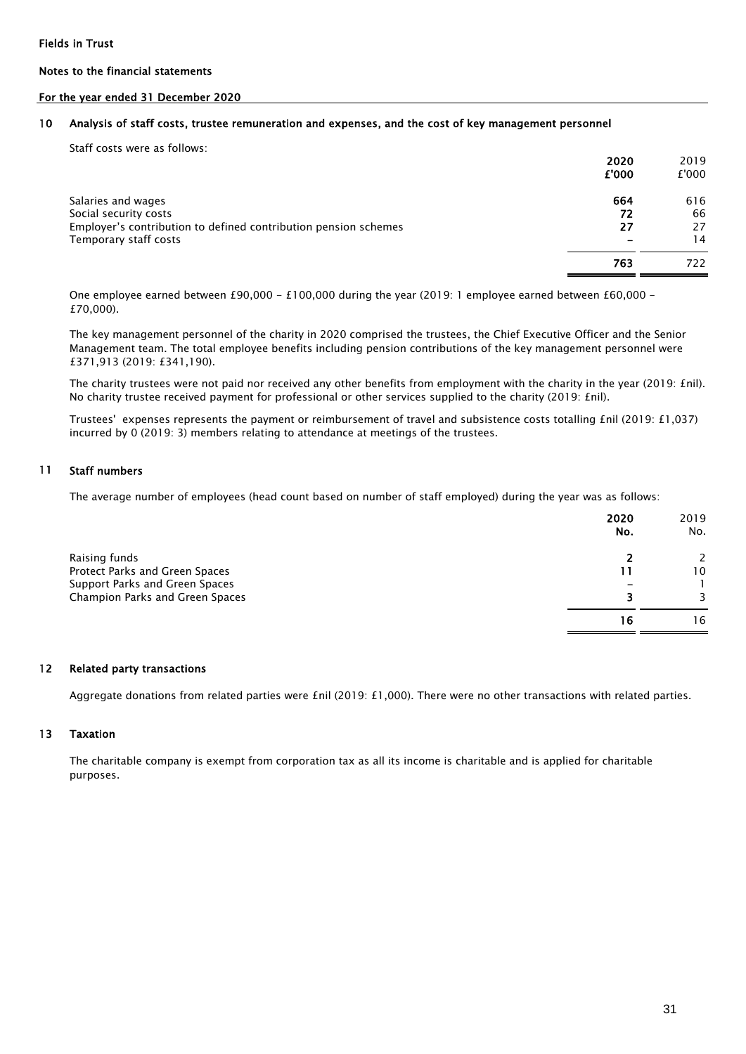Fields in Trust

Notes to the financial statements

For the year ended 31 December 2020

## 10 Analysis of staff costs, trustee remuneration and expenses, and the cost of key management personnel

Staff costs were as follows:

| | 2020 £'000 | 2019 £'000 |
|---|---|---|
| Salaries and wages | **664** | 616 |
| Social security costs | **72** | 66 |
| Employer's contribution to defined contribution pension schemes | **27** | 27 |
| Temporary staff costs | **–** | 14 |
| | **763** | 722 |

One employee earned between £90,000 - £100,000 during the year (2019: 1 employee earned between £60,000 - £70,000).

The key management personnel of the charity in 2020 comprised the trustees, the Chief Executive Officer and the Senior Management team. The total employee benefits including pension contributions of the key management personnel were £371,913 (2019: £341,190).

The charity trustees were not paid nor received any other benefits from employment with the charity in the year (2019: £nil). No charity trustee received payment for professional or other services supplied to the charity (2019: £nil).

Trustees' expenses represents the payment or reimbursement of travel and subsistence costs totalling £nil (2019: £1,037) incurred by 0 (2019: 3) members relating to attendance at meetings of the trustees.

## 11 Staff numbers

The average number of employees (head count based on number of staff employed) during the year was as follows:

| | 2020 No. | 2019 No. |
|---|---|---|
| Raising funds | **2** | 2 |
| Protect Parks and Green Spaces | **11** | 10 |
| Support Parks and Green Spaces | **–** | 1 |
| Champion Parks and Green Spaces | **3** | 3 |
| | **16** | 16 |

## 12 Related party transactions

Aggregate donations from related parties were £nil (2019: £1,000). There were no other transactions with related parties.

## 13 Taxation

The charitable company is exempt from corporation tax as all its income is charitable and is applied for charitable purposes.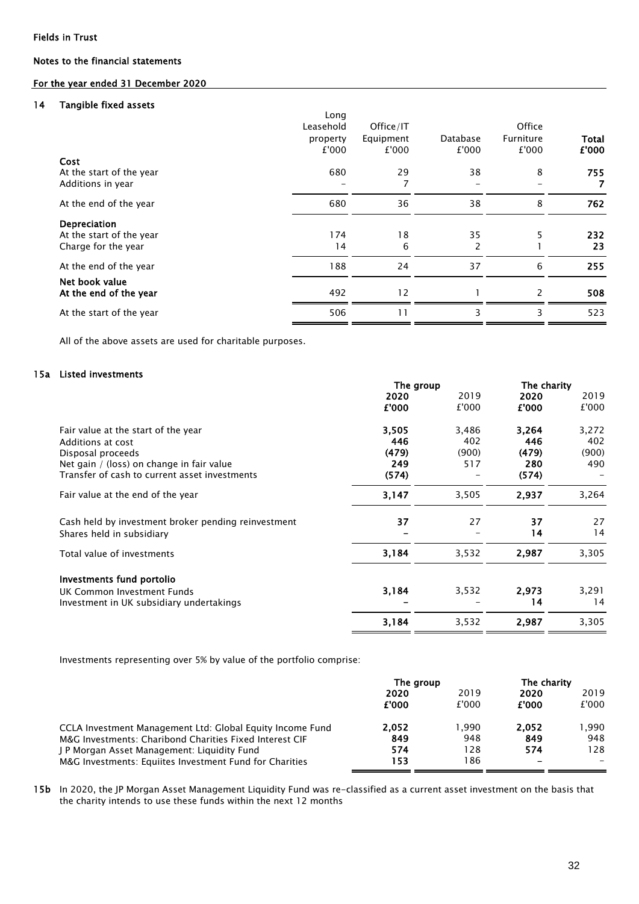Fields in Trust

Notes to the financial statements

For the year ended 31 December 2020

## 14 Tangible fixed assets

| | Long Leasehold property £'000 | Office/IT Equipment £'000 | Database £'000 | Office Furniture £'000 | **Total £'000** |
|---|---|---|---|---|---|
| **Cost** | | | | | |
| At the start of the year | 680 | 29 | 38 | 8 | **755** |
| Additions in year | – | 7 | – | – | **7** |
| At the end of the year | 680 | 36 | 38 | 8 | **762** |
| **Depreciation** | | | | | |
| At the start of the year | 174 | 18 | 35 | 5 | **232** |
| Charge for the year | 14 | 6 | 2 | 1 | **23** |
| At the end of the year | 188 | 24 | 37 | 6 | **255** |
| **Net book value** | | | | | |
| **At the end of the year** | 492 | 12 | 1 | 2 | **508** |
| At the start of the year | 506 | 11 | 3 | 3 | 523 |

All of the above assets are used for charitable purposes.

## 15a Listed investments

| | The group | | The charity | |
|---|---|---|---|---|
| | **2020 £'000** | 2019 £'000 | **2020 £'000** | 2019 £'000 |
| Fair value at the start of the year | **3,505** | 3,486 | **3,264** | 3,272 |
| Additions at cost | **446** | 402 | **446** | 402 |
| Disposal proceeds | **(479)** | (900) | **(479)** | (900) |
| Net gain / (loss) on change in fair value | **249** | 517 | **280** | 490 |
| Transfer of cash to current asset investments | **(574)** | – | **(574)** | – |
| Fair value at the end of the year | **3,147** | 3,505 | **2,937** | 3,264 |
| Cash held by investment broker pending reinvestment | **37** | 27 | **37** | 27 |
| Shares held in subsidiary | **–** | – | **14** | 14 |
| Total value of investments | **3,184** | 3,532 | **2,987** | 3,305 |
| **Investments fund portolio** | | | | |
| UK Common Investment Funds | **3,184** | 3,532 | **2,973** | 3,291 |
| Investment in UK subsidiary undertakings | **–** | – | **14** | 14 |
| | **3,184** | 3,532 | **2,987** | 3,305 |

Investments representing over 5% by value of the portfolio comprise:

| | The group | | The charity | |
|---|---|---|---|---|
| | **2020 £'000** | 2019 £'000 | **2020 £'000** | 2019 £'000 |
| CCLA Investment Management Ltd: Global Equity Income Fund | **2,052** | 1,990 | **2,052** | 1,990 |
| M&G Investments: Charibond Charities Fixed Interest CIF | **849** | 948 | **849** | 948 |
| J P Morgan Asset Management: Liquidity Fund | **574** | 128 | **574** | 128 |
| M&G Investments: Equiites Investment Fund for Charities | **153** | 186 | **–** | – |

**15b** In 2020, the JP Morgan Asset Management Liquidity Fund was re-classified as a current asset investment on the basis that the charity intends to use these funds within the next 12 months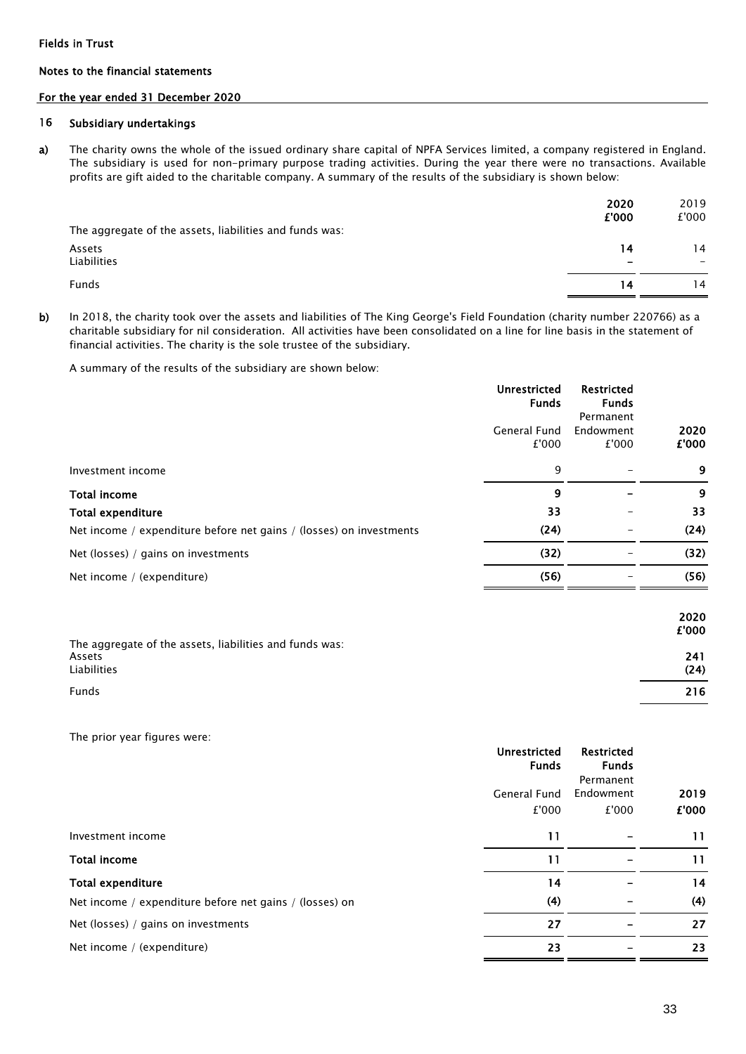Fields in Trust

Notes to the financial statements

For the year ended 31 December 2020

## 16 Subsidiary undertakings

**a)** The charity owns the whole of the issued ordinary share capital of NPFA Services limited, a company registered in England. The subsidiary is used for non-primary purpose trading activities. During the year there were no transactions. Available profits are gift aided to the charitable company. A summary of the results of the subsidiary is shown below:

| | 2020 £'000 | 2019 £'000 |
|---|---|---|
| The aggregate of the assets, liabilities and funds was: | | |
| Assets | 14 | 14 |
| Liabilities | – | – |
| Funds | 14 | 14 |

**b)** In 2018, the charity took over the assets and liabilities of The King George's Field Foundation (charity number 220766) as a charitable subsidiary for nil consideration. All activities have been consolidated on a line for line basis in the statement of financial activities. The charity is the sole trustee of the subsidiary.

A summary of the results of the subsidiary are shown below:

| | Unrestricted Funds General Fund £'000 | Restricted Funds Permanent Endowment £'000 | 2020 £'000 |
|---|---|---|---|
| Investment income | 9 | – | 9 |
| **Total income** | 9 | – | 9 |
| **Total expenditure** | 33 | – | 33 |
| Net income / expenditure before net gains / (losses) on investments | (24) | – | (24) |
| Net (losses) / gains on investments | (32) | – | (32) |
| Net income / (expenditure) | (56) | – | (56) |

| | 2020 £'000 |
|---|---|
| The aggregate of the assets, liabilities and funds was: | |
| Assets | 241 |
| Liabilities | (24) |
| Funds | 216 |

The prior year figures were:

| | Unrestricted Funds General Fund £'000 | Restricted Funds Permanent Endowment £'000 | 2019 £'000 |
|---|---|---|---|
| Investment income | 11 | – | 11 |
| **Total income** | 11 | – | 11 |
| **Total expenditure** | 14 | – | 14 |
| Net income / expenditure before net gains / (losses) on | (4) | – | (4) |
| Net (losses) / gains on investments | 27 | – | 27 |
| Net income / (expenditure) | 23 | – | 23 |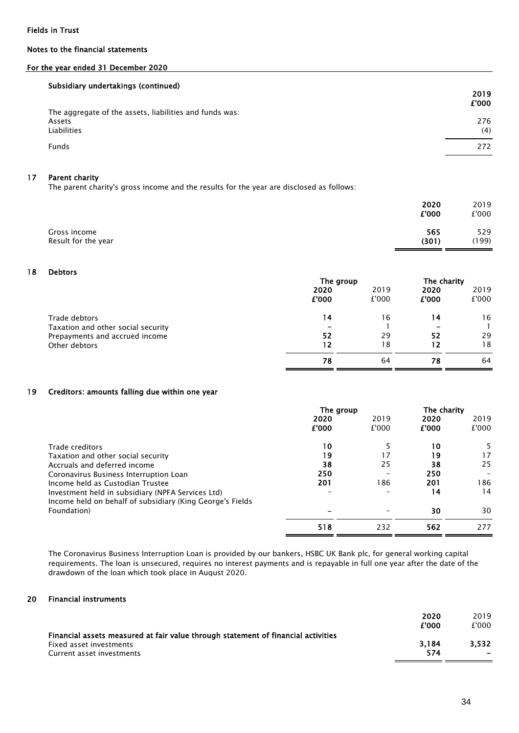Fields in Trust

Notes to the financial statements

For the year ended 31 December 2020

**Subsidiary undertakings (continued)**

| | 2019 £'000 |
|---|---|
| The aggregate of the assets, liabilities and funds was: | |
| Assets | 276 |
| Liabilities | (4) |
| Funds | 272 |

## 17 Parent charity

The parent charity's gross income and the results for the year are disclosed as follows:

| | 2020 £'000 | 2019 £'000 |
|---|---|---|
| Gross income | **565** | 529 |
| Result for the year | **(301)** | (199) |

## 18 Debtors

| | The group | | The charity | |
|---|---|---|---|---|
| | 2020 £'000 | 2019 £'000 | 2020 £'000 | 2019 £'000 |
| Trade debtors | **14** | 16 | **14** | 16 |
| Taxation and other social security | **–** | 1 | **–** | 1 |
| Prepayments and accrued income | **52** | 29 | **52** | 29 |
| Other debtors | **12** | 18 | **12** | 18 |
| | **78** | 64 | **78** | 64 |

## 19 Creditors: amounts falling due within one year

| | The group | | The charity | |
|---|---|---|---|---|
| | 2020 £'000 | 2019 £'000 | 2020 £'000 | 2019 £'000 |
| Trade creditors | **10** | 5 | **10** | 5 |
| Taxation and other social security | **19** | 17 | **19** | 17 |
| Accruals and deferred income | **38** | 25 | **38** | 25 |
| Coronavirus Business Interruption Loan | **250** | – | **250** | – |
| Income held as Custodian Trustee | **201** | 186 | **201** | 186 |
| Investment held in subsidiary (NPFA Services Ltd) | **–** | – | **14** | 14 |
| Income held on behalf of subsidiary (King George's Fields Foundation) | **–** | – | **30** | 30 |
| | **518** | 232 | **562** | 277 |

The Coronavirus Business Interruption Loan is provided by our bankers, HSBC UK Bank plc, for general working capital requirements. The loan is unsecured, requires no interest payments and is repayable in full one year after the date of the drawdown of the loan which took place in August 2020.

## 20 Financial instruments

| | 2020 £'000 | 2019 £'000 |
|---|---|---|
| **Financial assets measured at fair value through statement of financial activities** | | |
| Fixed asset investments | **3,184** | **3,532** |
| Current asset investments | **574** | **–** |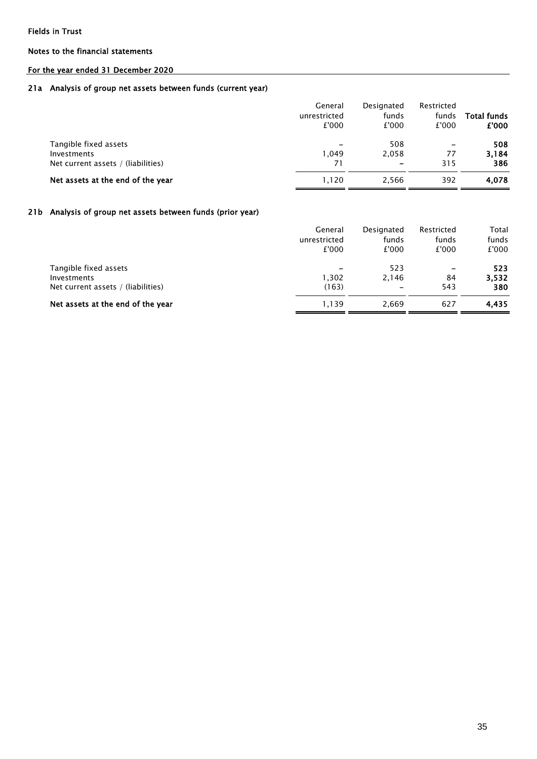Fields in Trust

Notes to the financial statements

For the year ended 31 December 2020

### 21a Analysis of group net assets between funds (current year)

| | General unrestricted £'000 | Designated funds £'000 | Restricted funds £'000 | **Total funds £'000** |
|---|---|---|---|---|
| Tangible fixed assets | – | 508 | – | **508** |
| Investments | 1,049 | 2,058 | 77 | **3,184** |
| Net current assets / (liabilities) | 71 | – | 315 | **386** |
| **Net assets at the end of the year** | 1,120 | 2,566 | 392 | **4,078** |

### 21b Analysis of group net assets between funds (prior year)

| | General unrestricted £'000 | Designated funds £'000 | Restricted funds £'000 | Total funds £'000 |
|---|---|---|---|---|
| Tangible fixed assets | – | 523 | – | **523** |
| Investments | 1,302 | 2,146 | 84 | **3,532** |
| Net current assets / (liabilities) | (163) | – | 543 | **380** |
| **Net assets at the end of the year** | 1,139 | 2,669 | 627 | **4,435** |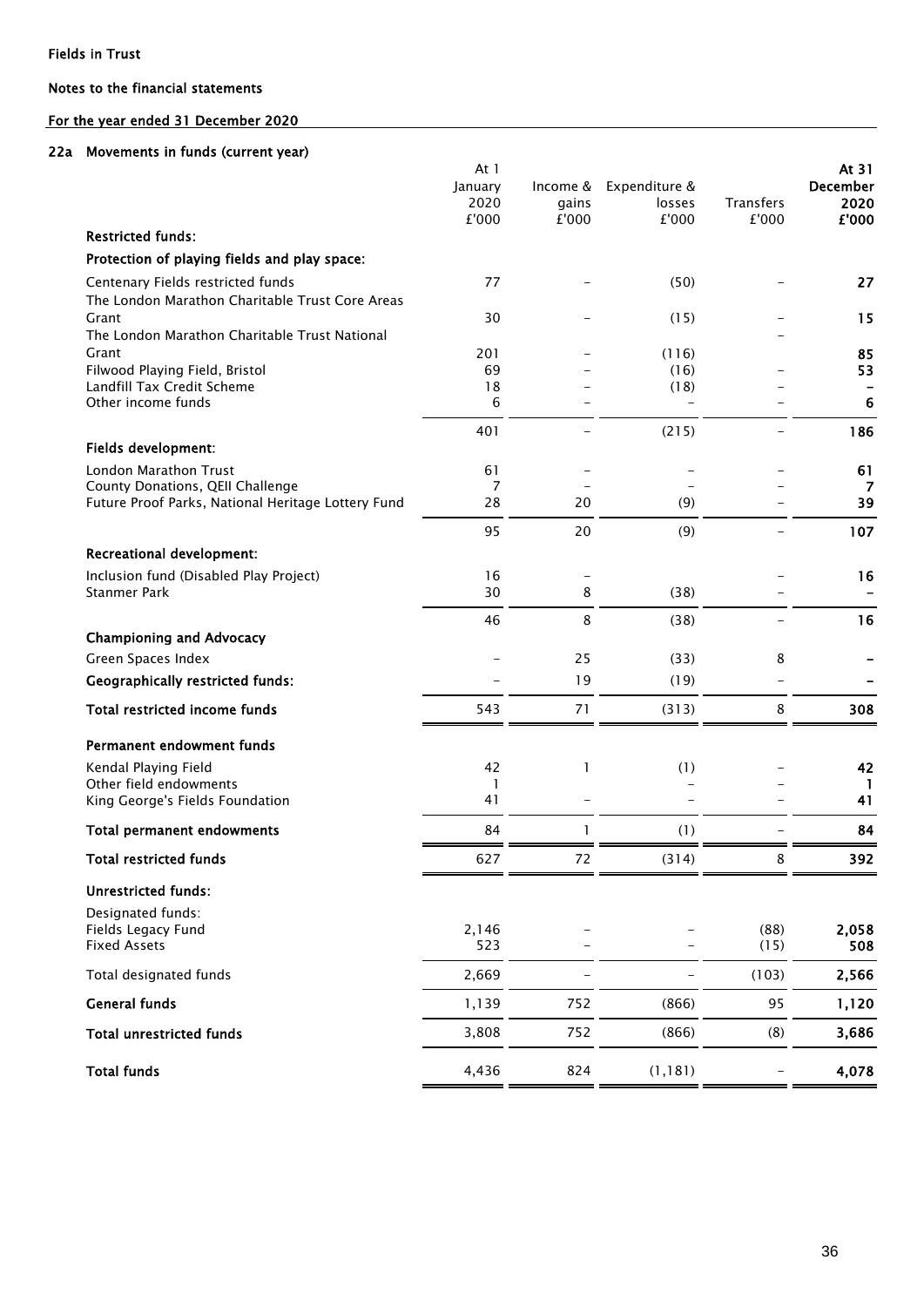Fields in Trust

Notes to the financial statements

For the year ended 31 December 2020

## 22a Movements in funds (current year)

| | At 1 January 2020 £'000 | Income & gains £'000 | Expenditure & losses £'000 | Transfers £'000 | At 31 December 2020 £'000 |
|---|---|---|---|---|---|
| **Restricted funds:** | | | | | |
| **Protection of playing fields and play space:** | | | | | |
| Centenary Fields restricted funds | 77 | – | (50) | – | **27** |
| The London Marathon Charitable Trust Core Areas Grant | 30 | – | (15) | – | **15** |
| The London Marathon Charitable Trust National Grant | 201 | – | (116) | – | **85** |
| Filwood Playing Field, Bristol | 69 | – | (16) | – | **53** |
| Landfill Tax Credit Scheme | 18 | – | (18) | – | **–** |
| Other income funds | 6 | – | – | – | **6** |
| | 401 | – | (215) | – | **186** |
| **Fields development:** | | | | | |
| London Marathon Trust | 61 | – | – | – | **61** |
| County Donations, QEII Challenge | 7 | – | – | – | **7** |
| Future Proof Parks, National Heritage Lottery Fund | 28 | 20 | (9) | – | **39** |
| | 95 | 20 | (9) | – | **107** |
| **Recreational development:** | | | | | |
| Inclusion fund (Disabled Play Project) | 16 | – | | – | **16** |
| Stanmer Park | 30 | 8 | (38) | – | **–** |
| | 46 | 8 | (38) | – | **16** |
| **Championing and Advocacy** | | | | | |
| Green Spaces Index | – | 25 | (33) | 8 | **–** |
| **Geographically restricted funds:** | – | 19 | (19) | – | **–** |
| **Total restricted income funds** | 543 | 71 | (313) | 8 | **308** |
| **Permanent endowment funds** | | | | | |
| Kendal Playing Field | 42 | 1 | (1) | – | **42** |
| Other field endowments | 1 | | – | – | **1** |
| King George's Fields Foundation | 41 | – | – | – | **41** |
| **Total permanent endowments** | 84 | 1 | (1) | – | **84** |
| **Total restricted funds** | 627 | 72 | (314) | 8 | **392** |
| **Unrestricted funds:** | | | | | |
| Designated funds: | | | | | |
| Fields Legacy Fund | 2,146 | – | – | (88) | **2,058** |
| Fixed Assets | 523 | – | – | (15) | **508** |
| Total designated funds | 2,669 | – | – | (103) | **2,566** |
| **General funds** | 1,139 | 752 | (866) | 95 | **1,120** |
| **Total unrestricted funds** | 3,808 | 752 | (866) | (8) | **3,686** |
| **Total funds** | 4,436 | 824 | (1,181) | – | **4,078** |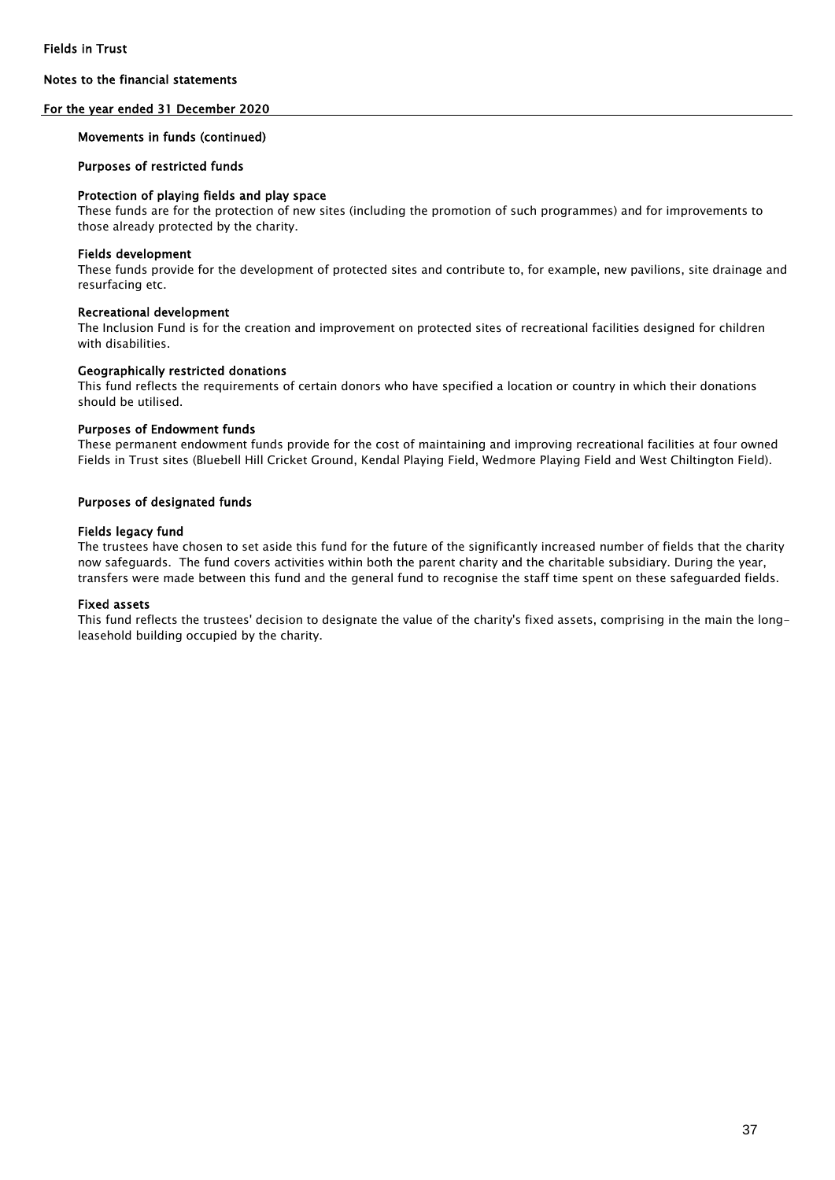## Movements in funds (continued)

### Purposes of restricted funds

**Protection of playing fields and play space**
These funds are for the protection of new sites (including the promotion of such programmes) and for improvements to those already protected by the charity.

**Fields development**
These funds provide for the development of protected sites and contribute to, for example, new pavilions, site drainage and resurfacing etc.

**Recreational development**
The Inclusion Fund is for the creation and improvement on protected sites of recreational facilities designed for children with disabilities.

**Geographically restricted donations**
This fund reflects the requirements of certain donors who have specified a location or country in which their donations should be utilised.

**Purposes of Endowment funds**
These permanent endowment funds provide for the cost of maintaining and improving recreational facilities at four owned Fields in Trust sites (Bluebell Hill Cricket Ground, Kendal Playing Field, Wedmore Playing Field and West Chiltington Field).

### Purposes of designated funds

**Fields legacy fund**
The trustees have chosen to set aside this fund for the future of the significantly increased number of fields that the charity now safeguards. The fund covers activities within both the parent charity and the charitable subsidiary. During the year, transfers were made between this fund and the general fund to recognise the staff time spent on these safeguarded fields.

**Fixed assets**
This fund reflects the trustees' decision to designate the value of the charity's fixed assets, comprising in the main the long-leasehold building occupied by the charity.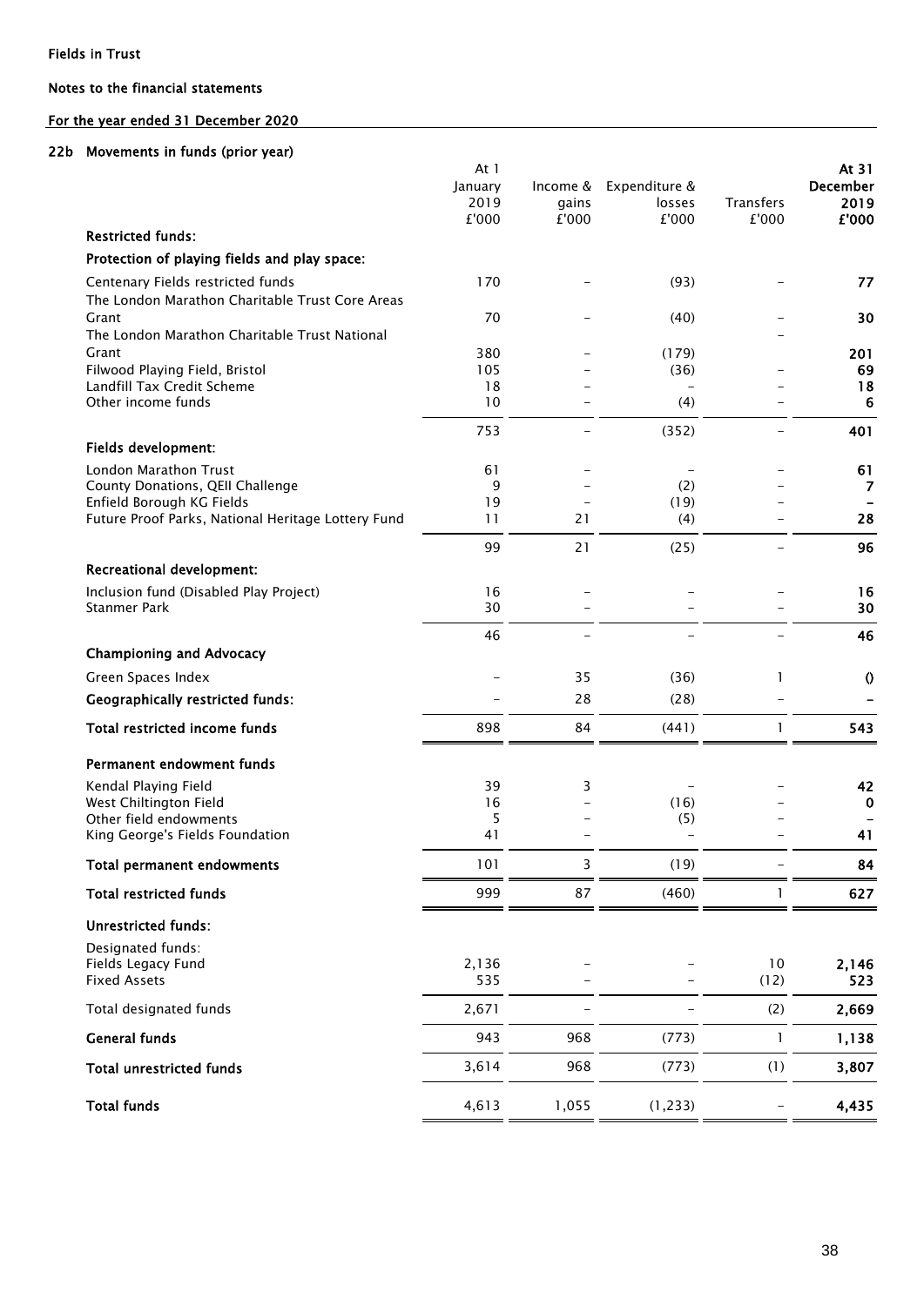Fields in Trust

Notes to the financial statements

For the year ended 31 December 2020

### 22b Movements in funds (prior year)

| | At 1 January 2019 £'000 | Income & gains £'000 | Expenditure & losses £'000 | Transfers £'000 | **At 31 December 2019 £'000** |
|---|---|---|---|---|---|
| **Restricted funds:** | | | | | |
| **Protection of playing fields and play space:** | | | | | |
| Centenary Fields restricted funds | 170 | – | (93) | – | **77** |
| The London Marathon Charitable Trust Core Areas Grant | 70 | – | (40) | – | **30** |
| The London Marathon Charitable Trust National Grant | 380 | – | (179) | – | **201** |
| Filwood Playing Field, Bristol | 105 | – | (36) | – | **69** |
| Landfill Tax Credit Scheme | 18 | – | – | – | **18** |
| Other income funds | 10 | – | (4) | – | **6** |
| | 753 | – | (352) | – | **401** |
| **Fields development:** | | | | | |
| London Marathon Trust | 61 | – | – | – | **61** |
| County Donations, QEII Challenge | 9 | – | (2) | – | **7** |
| Enfield Borough KG Fields | 19 | – | (19) | – | **–** |
| Future Proof Parks, National Heritage Lottery Fund | 11 | 21 | (4) | – | **28** |
| | 99 | 21 | (25) | – | **96** |
| **Recreational development:** | | | | | |
| Inclusion fund (Disabled Play Project) | 16 | – | – | – | **16** |
| Stanmer Park | 30 | – | – | – | **30** |
| | 46 | – | – | – | **46** |
| **Championing and Advocacy** | | | | | |
| Green Spaces Index | – | 35 | (36) | 1 | **()** |
| **Geographically restricted funds:** | – | 28 | (28) | – | **–** |
| **Total restricted income funds** | 898 | 84 | (441) | 1 | **543** |
| **Permanent endowment funds** | | | | | |
| Kendal Playing Field | 39 | 3 | – | – | **42** |
| West Chiltington Field | 16 | – | (16) | – | **0** |
| Other field endowments | 5 | – | (5) | – | **–** |
| King George's Fields Foundation | 41 | – | – | – | **41** |
| **Total permanent endowments** | 101 | 3 | (19) | – | **84** |
| **Total restricted funds** | 999 | 87 | (460) | 1 | **627** |
| **Unrestricted funds:** | | | | | |
| Designated funds: | | | | | |
| Fields Legacy Fund | 2,136 | – | – | 10 | **2,146** |
| Fixed Assets | 535 | – | – | (12) | **523** |
| Total designated funds | 2,671 | – | – | (2) | **2,669** |
| **General funds** | 943 | 968 | (773) | 1 | **1,138** |
| **Total unrestricted funds** | 3,614 | 968 | (773) | (1) | **3,807** |
| **Total funds** | 4,613 | 1,055 | (1,233) | – | **4,435** |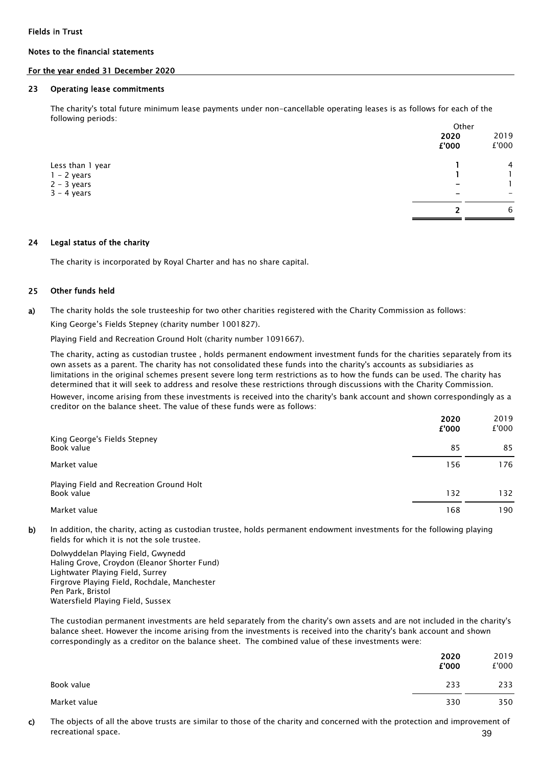Fields in Trust

Notes to the financial statements

For the year ended 31 December 2020

## 23 Operating lease commitments

The charity's total future minimum lease payments under non-cancellable operating leases is as follows for each of the following periods:

| | Other | |
|---|---|---|
| | **2020** | 2019 |
| | **£'000** | £'000 |
| Less than 1 year | **1** | 4 |
| 1 - 2 years | **1** | 1 |
| 2 - 3 years | **-** | 1 |
| 3 - 4 years | **-** | - |
| | **2** | 6 |

## 24 Legal status of the charity

The charity is incorporated by Royal Charter and has no share capital.

## 25 Other funds held

**a)** The charity holds the sole trusteeship for two other charities registered with the Charity Commission as follows:

King George's Fields Stepney (charity number 1001827).

Playing Field and Recreation Ground Holt (charity number 1091667).

The charity, acting as custodian trustee , holds permanent endowment investment funds for the charities separately from its own assets as a parent. The charity has not consolidated these funds into the charity's accounts as subsidiaries as limitations in the original schemes present severe long term restrictions as to how the funds can be used. The charity has determined that it will seek to address and resolve these restrictions through discussions with the Charity Commission.

However, income arising from these investments is received into the charity's bank account and shown correspondingly as a creditor on the balance sheet. The value of these funds were as follows:

| | **2020** | 2019 |
|---|---|---|
| | **£'000** | £'000 |
| King George's Fields Stepney | | |
| Book value | 85 | 85 |
| Market value | 156 | 176 |
| Playing Field and Recreation Ground Holt | | |
| Book value | 132 | 132 |
| Market value | 168 | 190 |

**b)** In addition, the charity, acting as custodian trustee, holds permanent endowment investments for the following playing fields for which it is not the sole trustee.

Dolwyddelan Playing Field, Gwynedd
Haling Grove, Croydon (Eleanor Shorter Fund)
Lightwater Playing Field, Surrey
Firgrove Playing Field, Rochdale, Manchester
Pen Park, Bristol
Watersfield Playing Field, Sussex

The custodian permanent investments are held separately from the charity's own assets and are not included in the charity's balance sheet. However the income arising from the investments is received into the charity's bank account and shown correspondingly as a creditor on the balance sheet. The combined value of these investments were:

| | **2020** | 2019 |
|---|---|---|
| | **£'000** | £'000 |
| Book value | 233 | 233 |
| Market value | 330 | 350 |

**c)** The objects of all the above trusts are similar to those of the charity and concerned with the protection and improvement of recreational space.